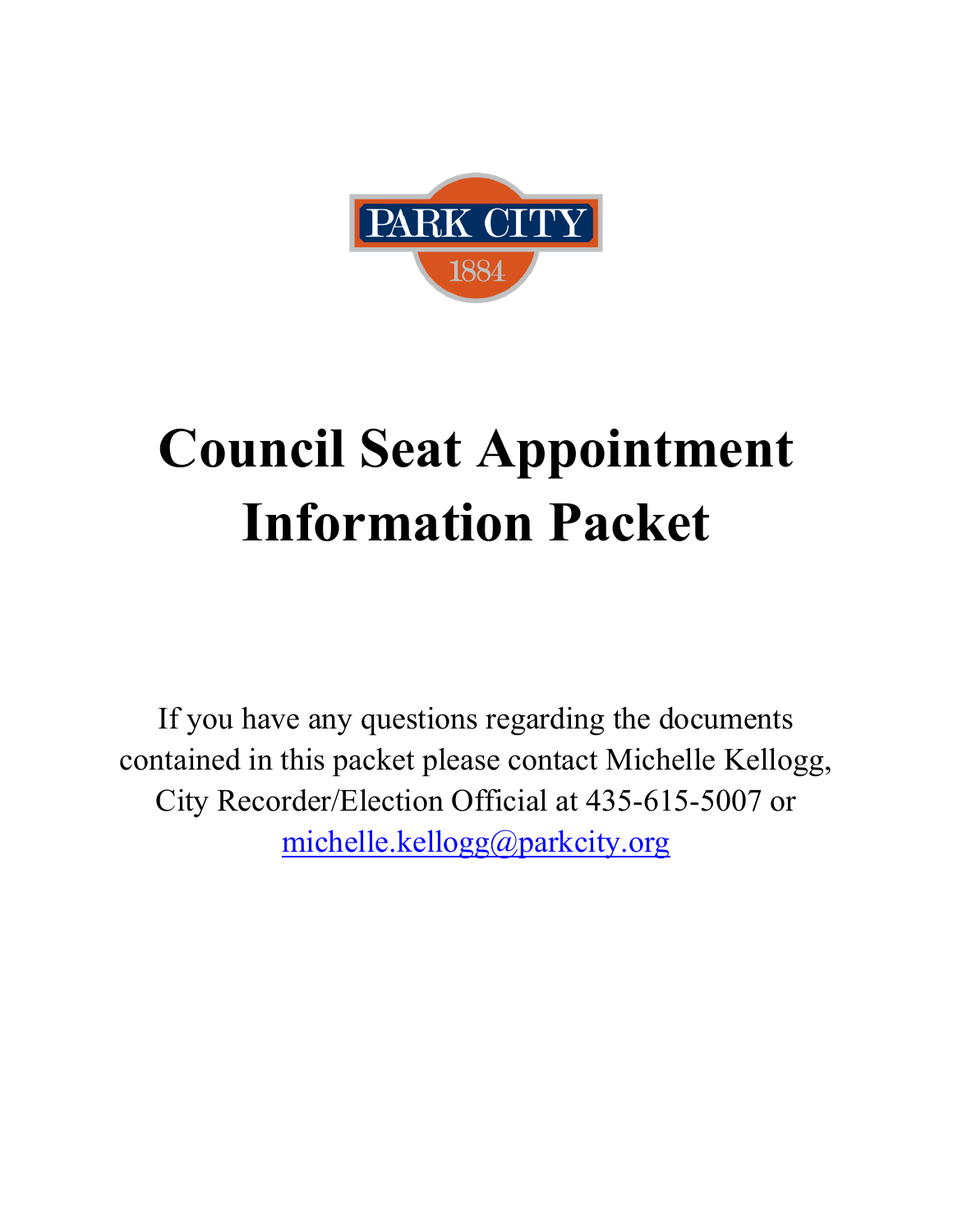PARK CITY

1884

# Council Seat Appointment Information Packet

If you have any questions regarding the documents contained in this packet please contact Michelle Kellogg, City Recorder/Election Official at 435-615-5007 or [michelle.kellogg@parkcity.org](mailto:michelle.kellogg@parkcity.org)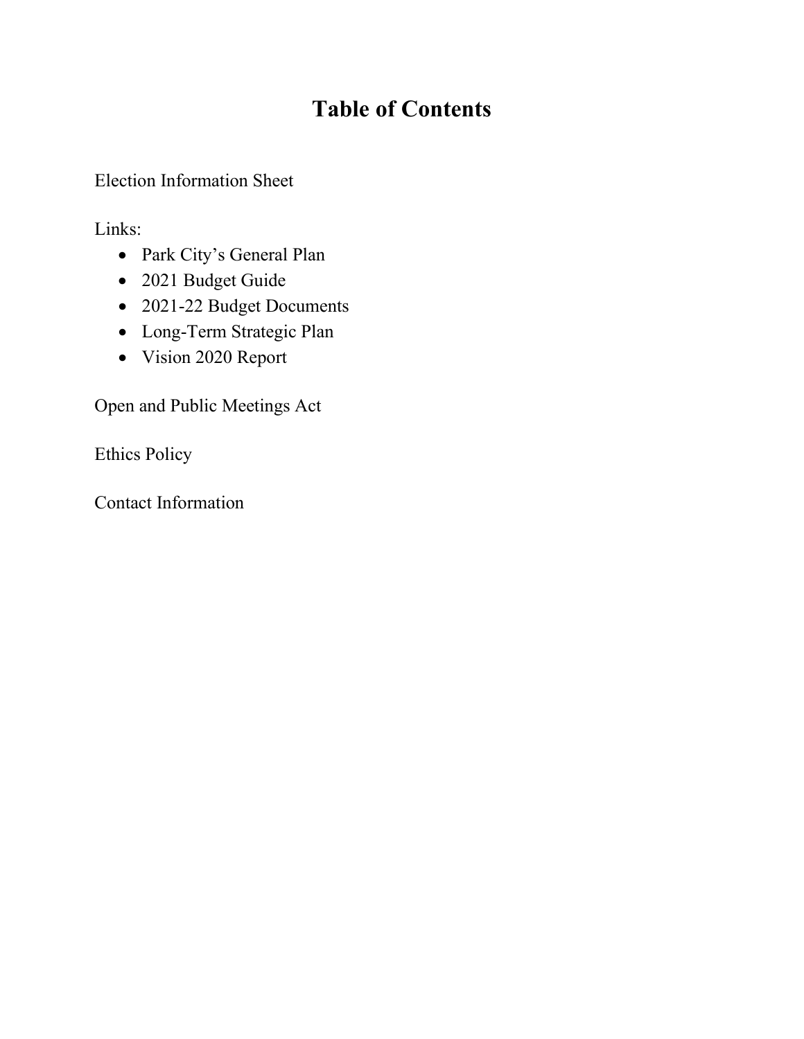# Table of Contents

Election Information Sheet

Links:

- Park City's General Plan
- 2021 Budget Guide
- 2021-22 Budget Documents
- Long-Term Strategic Plan
- Vision 2020 Report

Open and Public Meetings Act

Ethics Policy

Contact Information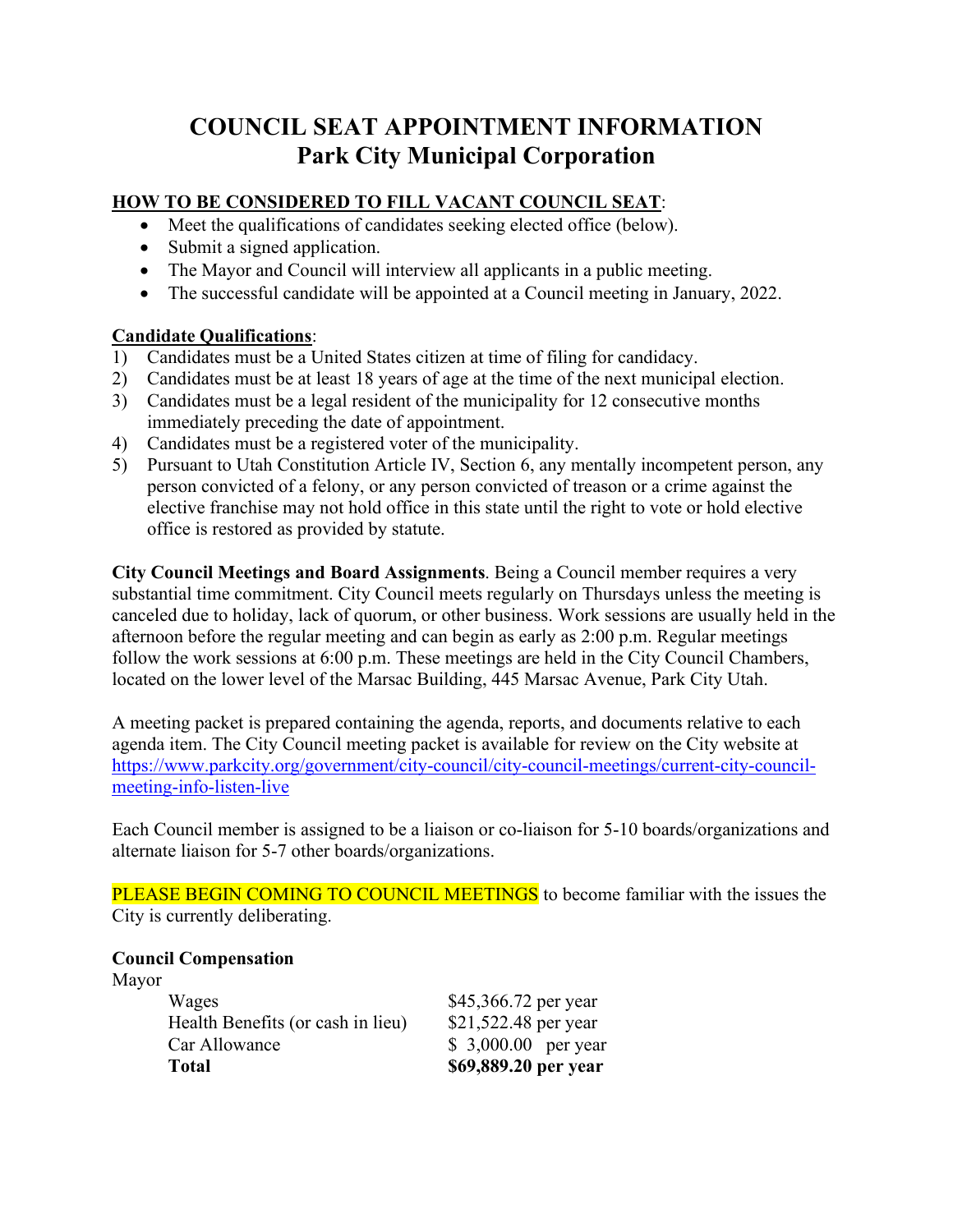# COUNCIL SEAT APPOINTMENT INFORMATION
## Park City Municipal Corporation

**HOW TO BE CONSIDERED TO FILL VACANT COUNCIL SEAT**:

- Meet the qualifications of candidates seeking elected office (below).
- Submit a signed application.
- The Mayor and Council will interview all applicants in a public meeting.
- The successful candidate will be appointed at a Council meeting in January, 2022.

**Candidate Qualifications**:

1) Candidates must be a United States citizen at time of filing for candidacy.
2) Candidates must be at least 18 years of age at the time of the next municipal election.
3) Candidates must be a legal resident of the municipality for 12 consecutive months immediately preceding the date of appointment.
4) Candidates must be a registered voter of the municipality.
5) Pursuant to Utah Constitution Article IV, Section 6, any mentally incompetent person, any person convicted of a felony, or any person convicted of treason or a crime against the elective franchise may not hold office in this state until the right to vote or hold elective office is restored as provided by statute.

**City Council Meetings and Board Assignments**. Being a Council member requires a very substantial time commitment. City Council meets regularly on Thursdays unless the meeting is canceled due to holiday, lack of quorum, or other business. Work sessions are usually held in the afternoon before the regular meeting and can begin as early as 2:00 p.m. Regular meetings follow the work sessions at 6:00 p.m. These meetings are held in the City Council Chambers, located on the lower level of the Marsac Building, 445 Marsac Avenue, Park City Utah.

A meeting packet is prepared containing the agenda, reports, and documents relative to each agenda item. The City Council meeting packet is available for review on the City website at https://www.parkcity.org/government/city-council/city-council-meetings/current-city-council-meeting-info-listen-live

Each Council member is assigned to be a liaison or co-liaison for 5-10 boards/organizations and alternate liaison for 5-7 other boards/organizations.

PLEASE BEGIN COMING TO COUNCIL MEETINGS to become familiar with the issues the City is currently deliberating.

**Council Compensation**

Mayor

| | |
|---|---|
| Wages | $45,366.72 per year |
| Health Benefits (or cash in lieu) | $21,522.48 per year |
| Car Allowance | $ 3,000.00 per year |
| **Total** | **$69,889.20 per year** |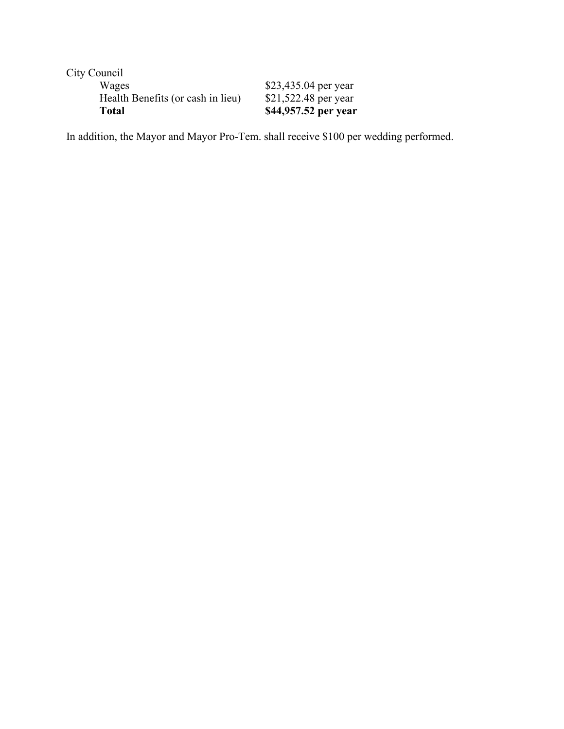City Council

| | |
|---|---|
| Wages | $23,435.04 per year |
| Health Benefits (or cash in lieu) | $21,522.48 per year |
| **Total** | **$44,957.52 per year** |

In addition, the Mayor and Mayor Pro-Tem. shall receive $100 per wedding performed.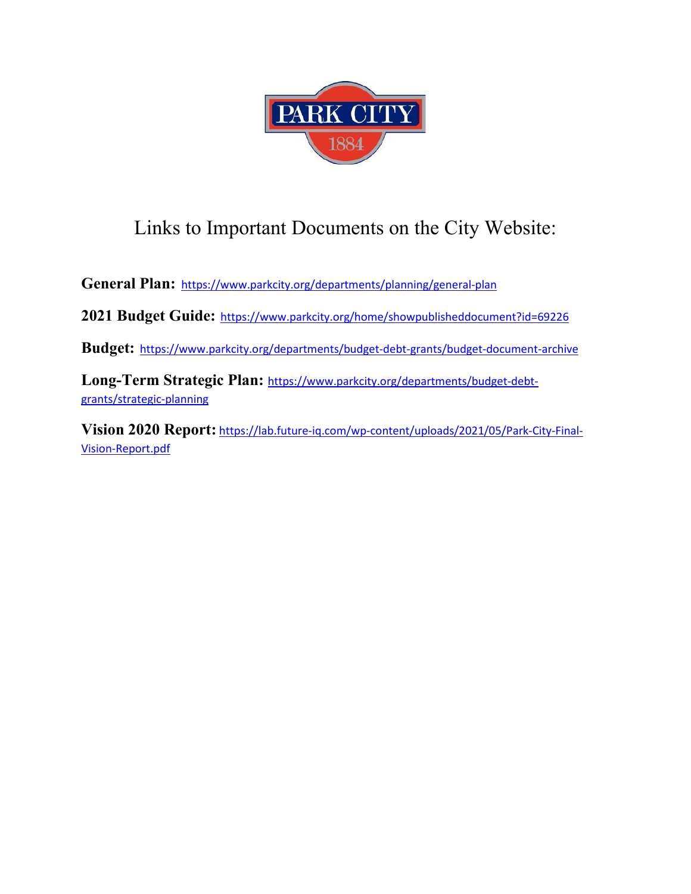# Links to Important Documents on the City Website:

**General Plan:** https://www.parkcity.org/departments/planning/general-plan

**2021 Budget Guide:** https://www.parkcity.org/home/showpublisheddocument?id=69226

**Budget:** https://www.parkcity.org/departments/budget-debt-grants/budget-document-archive

**Long-Term Strategic Plan:** https://www.parkcity.org/departments/budget-debt-grants/strategic-planning

**Vision 2020 Report:** https://lab.future-iq.com/wp-content/uploads/2021/05/Park-City-Final-Vision-Report.pdf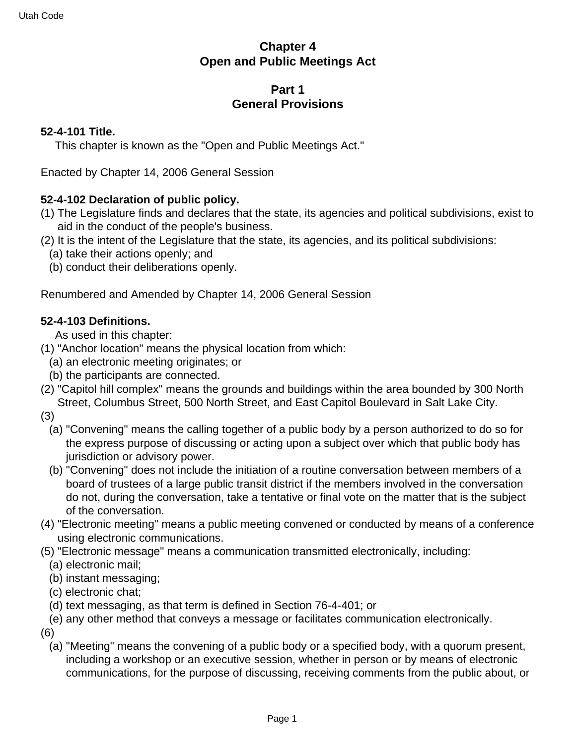# Chapter 4
# Open and Public Meetings Act

## Part 1
## General Provisions

**52-4-101 Title.**

This chapter is known as the "Open and Public Meetings Act."

Enacted by Chapter 14, 2006 General Session

**52-4-102 Declaration of public policy.**

(1) The Legislature finds and declares that the state, its agencies and political subdivisions, exist to aid in the conduct of the people's business.
(2) It is the intent of the Legislature that the state, its agencies, and its political subdivisions:
  (a) take their actions openly; and
  (b) conduct their deliberations openly.

Renumbered and Amended by Chapter 14, 2006 General Session

**52-4-103 Definitions.**

As used in this chapter:
(1) "Anchor location" means the physical location from which:
  (a) an electronic meeting originates; or
  (b) the participants are connected.
(2) "Capitol hill complex" means the grounds and buildings within the area bounded by 300 North Street, Columbus Street, 500 North Street, and East Capitol Boulevard in Salt Lake City.
(3)
  (a) "Convening" means the calling together of a public body by a person authorized to do so for the express purpose of discussing or acting upon a subject over which that public body has jurisdiction or advisory power.
  (b) "Convening" does not include the initiation of a routine conversation between members of a board of trustees of a large public transit district if the members involved in the conversation do not, during the conversation, take a tentative or final vote on the matter that is the subject of the conversation.
(4) "Electronic meeting" means a public meeting convened or conducted by means of a conference using electronic communications.
(5) "Electronic message" means a communication transmitted electronically, including:
  (a) electronic mail;
  (b) instant messaging;
  (c) electronic chat;
  (d) text messaging, as that term is defined in Section 76-4-401; or
  (e) any other method that conveys a message or facilitates communication electronically.
(6)
  (a) "Meeting" means the convening of a public body or a specified body, with a quorum present, including a workshop or an executive session, whether in person or by means of electronic communications, for the purpose of discussing, receiving comments from the public about, or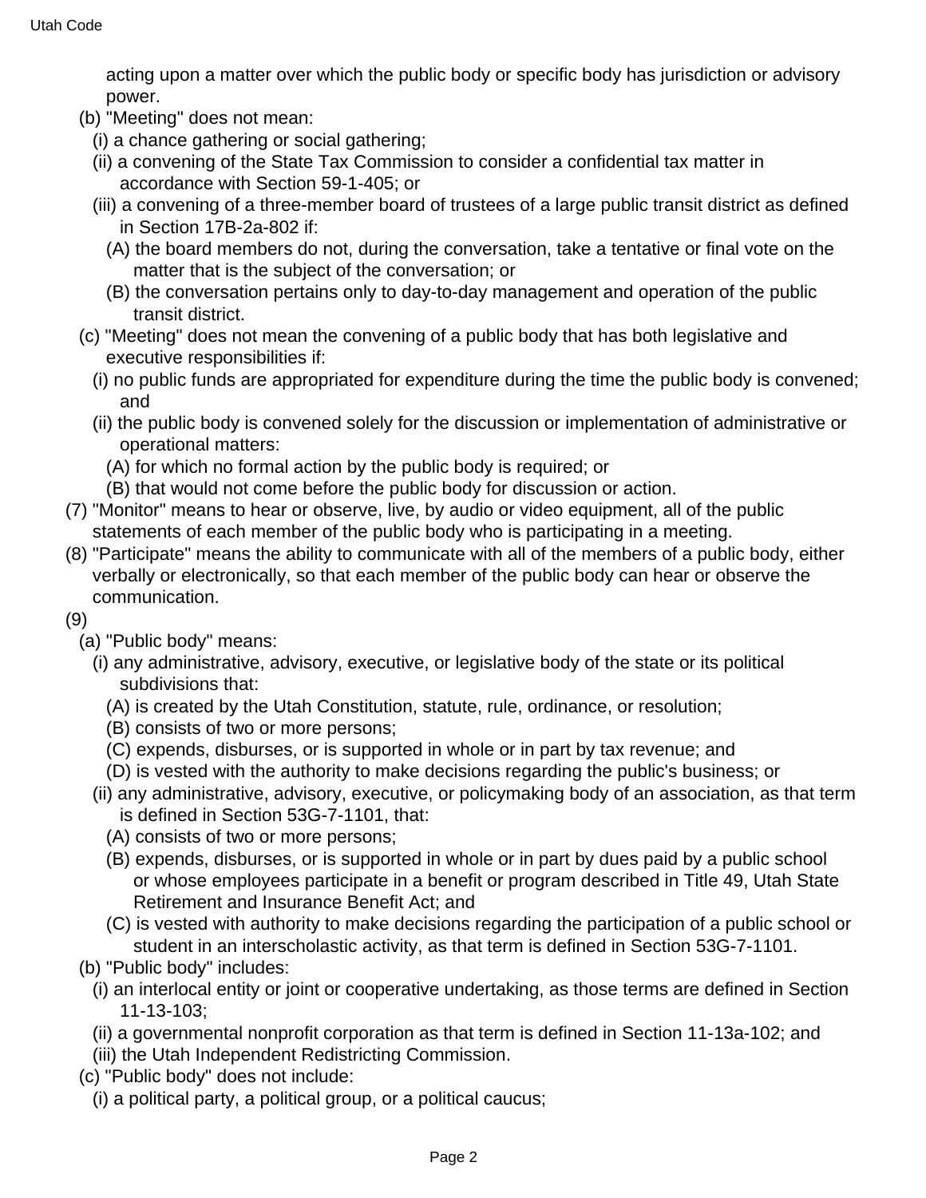acting upon a matter over which the public body or specific body has jurisdiction or advisory power.

(b) "Meeting" does not mean:

(i) a chance gathering or social gathering;

(ii) a convening of the State Tax Commission to consider a confidential tax matter in accordance with Section 59-1-405; or

(iii) a convening of a three-member board of trustees of a large public transit district as defined in Section 17B-2a-802 if:

(A) the board members do not, during the conversation, take a tentative or final vote on the matter that is the subject of the conversation; or

(B) the conversation pertains only to day-to-day management and operation of the public transit district.

(c) "Meeting" does not mean the convening of a public body that has both legislative and executive responsibilities if:

(i) no public funds are appropriated for expenditure during the time the public body is convened; and

(ii) the public body is convened solely for the discussion or implementation of administrative or operational matters:

(A) for which no formal action by the public body is required; or

(B) that would not come before the public body for discussion or action.

(7) "Monitor" means to hear or observe, live, by audio or video equipment, all of the public statements of each member of the public body who is participating in a meeting.

(8) "Participate" means the ability to communicate with all of the members of a public body, either verbally or electronically, so that each member of the public body can hear or observe the communication.

(9)

(a) "Public body" means:

(i) any administrative, advisory, executive, or legislative body of the state or its political subdivisions that:

(A) is created by the Utah Constitution, statute, rule, ordinance, or resolution;

(B) consists of two or more persons;

(C) expends, disburses, or is supported in whole or in part by tax revenue; and

(D) is vested with the authority to make decisions regarding the public's business; or

(ii) any administrative, advisory, executive, or policymaking body of an association, as that term is defined in Section 53G-7-1101, that:

(A) consists of two or more persons;

(B) expends, disburses, or is supported in whole or in part by dues paid by a public school or whose employees participate in a benefit or program described in Title 49, Utah State Retirement and Insurance Benefit Act; and

(C) is vested with authority to make decisions regarding the participation of a public school or student in an interscholastic activity, as that term is defined in Section 53G-7-1101.

(b) "Public body" includes:

(i) an interlocal entity or joint or cooperative undertaking, as those terms are defined in Section 11-13-103;

(ii) a governmental nonprofit corporation as that term is defined in Section 11-13a-102; and

(iii) the Utah Independent Redistricting Commission.

(c) "Public body" does not include:

(i) a political party, a political group, or a political caucus;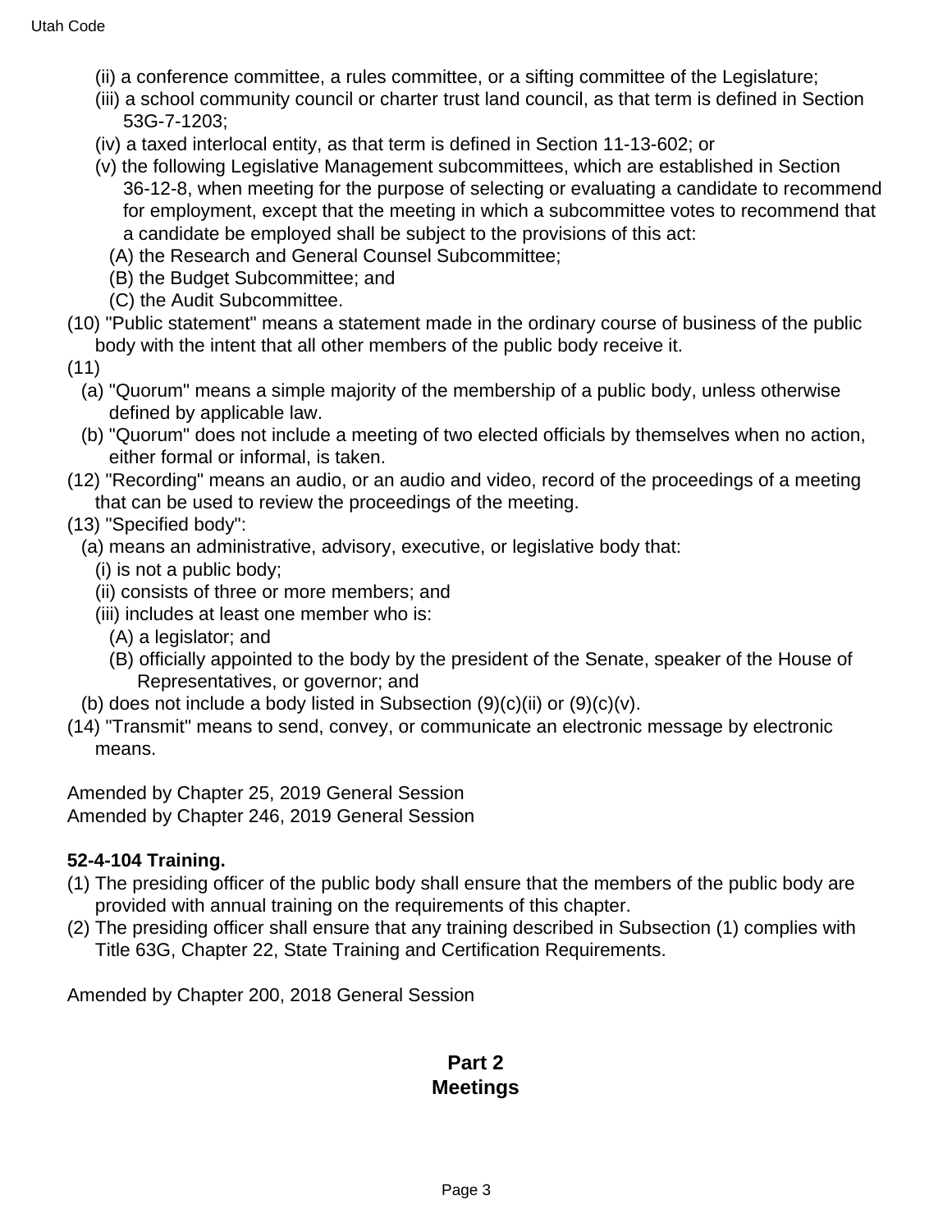(ii) a conference committee, a rules committee, or a sifting committee of the Legislature;

(iii) a school community council or charter trust land council, as that term is defined in Section 53G-7-1203;

(iv) a taxed interlocal entity, as that term is defined in Section 11-13-602; or

(v) the following Legislative Management subcommittees, which are established in Section 36-12-8, when meeting for the purpose of selecting or evaluating a candidate to recommend for employment, except that the meeting in which a subcommittee votes to recommend that a candidate be employed shall be subject to the provisions of this act:

(A) the Research and General Counsel Subcommittee;

(B) the Budget Subcommittee; and

(C) the Audit Subcommittee.

(10) "Public statement" means a statement made in the ordinary course of business of the public body with the intent that all other members of the public body receive it.

(11)

(a) "Quorum" means a simple majority of the membership of a public body, unless otherwise defined by applicable law.

(b) "Quorum" does not include a meeting of two elected officials by themselves when no action, either formal or informal, is taken.

(12) "Recording" means an audio, or an audio and video, record of the proceedings of a meeting that can be used to review the proceedings of the meeting.

(13) "Specified body":

(a) means an administrative, advisory, executive, or legislative body that:

(i) is not a public body;

(ii) consists of three or more members; and

(iii) includes at least one member who is:

(A) a legislator; and

(B) officially appointed to the body by the president of the Senate, speaker of the House of Representatives, or governor; and

(b) does not include a body listed in Subsection (9)(c)(ii) or (9)(c)(v).

(14) "Transmit" means to send, convey, or communicate an electronic message by electronic means.

Amended by Chapter 25, 2019 General Session
Amended by Chapter 246, 2019 General Session

**52-4-104 Training.**

(1) The presiding officer of the public body shall ensure that the members of the public body are provided with annual training on the requirements of this chapter.

(2) The presiding officer shall ensure that any training described in Subsection (1) complies with Title 63G, Chapter 22, State Training and Certification Requirements.

Amended by Chapter 200, 2018 General Session

## Part 2
## Meetings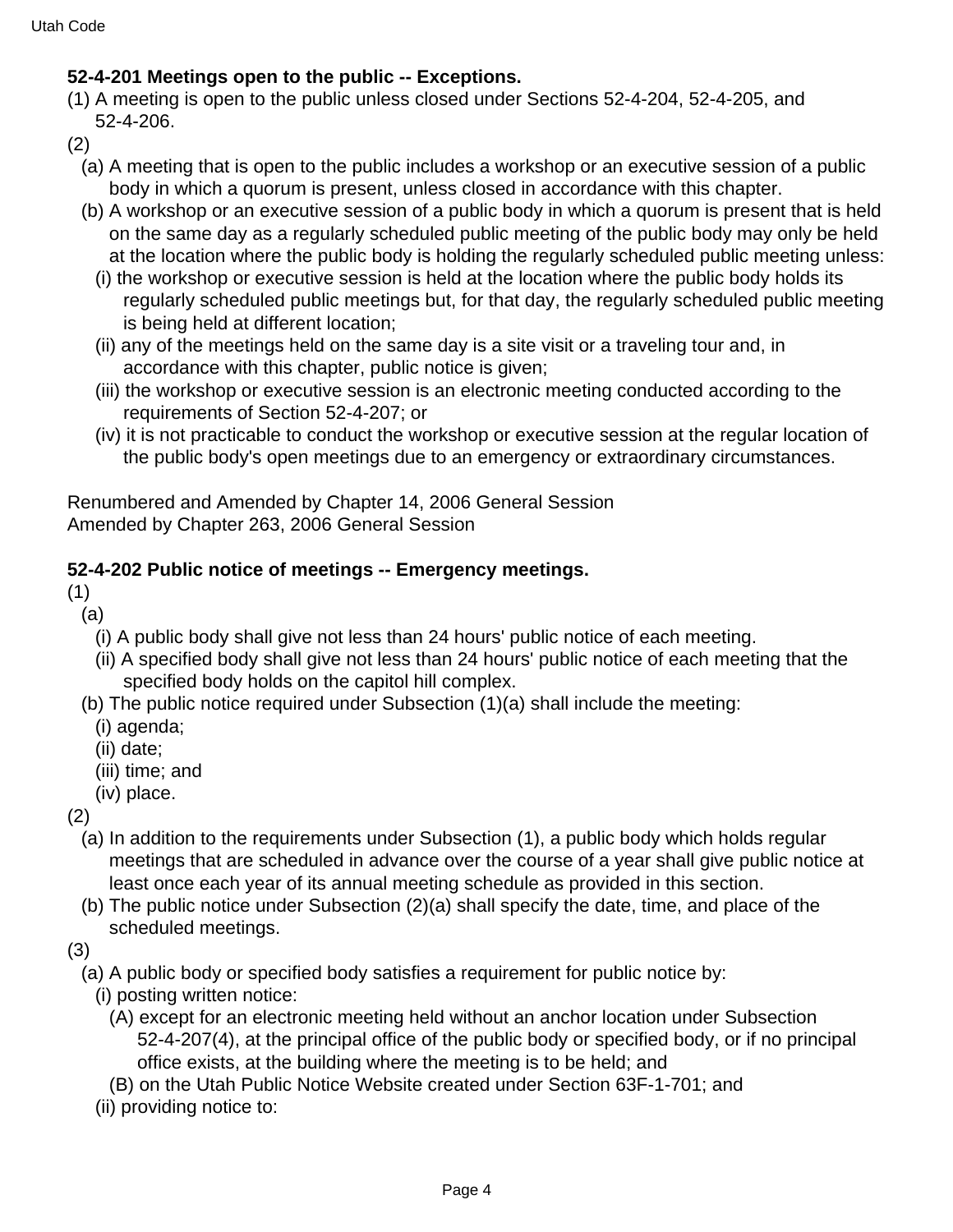**52-4-201 Meetings open to the public -- Exceptions.**

(1) A meeting is open to the public unless closed under Sections 52-4-204, 52-4-205, and 52-4-206.

(2)

(a) A meeting that is open to the public includes a workshop or an executive session of a public body in which a quorum is present, unless closed in accordance with this chapter.

(b) A workshop or an executive session of a public body in which a quorum is present that is held on the same day as a regularly scheduled public meeting of the public body may only be held at the location where the public body is holding the regularly scheduled public meeting unless:

(i) the workshop or executive session is held at the location where the public body holds its regularly scheduled public meetings but, for that day, the regularly scheduled public meeting is being held at different location;

(ii) any of the meetings held on the same day is a site visit or a traveling tour and, in accordance with this chapter, public notice is given;

(iii) the workshop or executive session is an electronic meeting conducted according to the requirements of Section 52-4-207; or

(iv) it is not practicable to conduct the workshop or executive session at the regular location of the public body's open meetings due to an emergency or extraordinary circumstances.

Renumbered and Amended by Chapter 14, 2006 General Session
Amended by Chapter 263, 2006 General Session

**52-4-202 Public notice of meetings -- Emergency meetings.**

(1)

(a)

(i) A public body shall give not less than 24 hours' public notice of each meeting.

(ii) A specified body shall give not less than 24 hours' public notice of each meeting that the specified body holds on the capitol hill complex.

(b) The public notice required under Subsection (1)(a) shall include the meeting:

(i) agenda;

(ii) date;

(iii) time; and

(iv) place.

(2)

(a) In addition to the requirements under Subsection (1), a public body which holds regular meetings that are scheduled in advance over the course of a year shall give public notice at least once each year of its annual meeting schedule as provided in this section.

(b) The public notice under Subsection (2)(a) shall specify the date, time, and place of the scheduled meetings.

(3)

(a) A public body or specified body satisfies a requirement for public notice by:

(i) posting written notice:

(A) except for an electronic meeting held without an anchor location under Subsection 52-4-207(4), at the principal office of the public body or specified body, or if no principal office exists, at the building where the meeting is to be held; and

(B) on the Utah Public Notice Website created under Section 63F-1-701; and

(ii) providing notice to: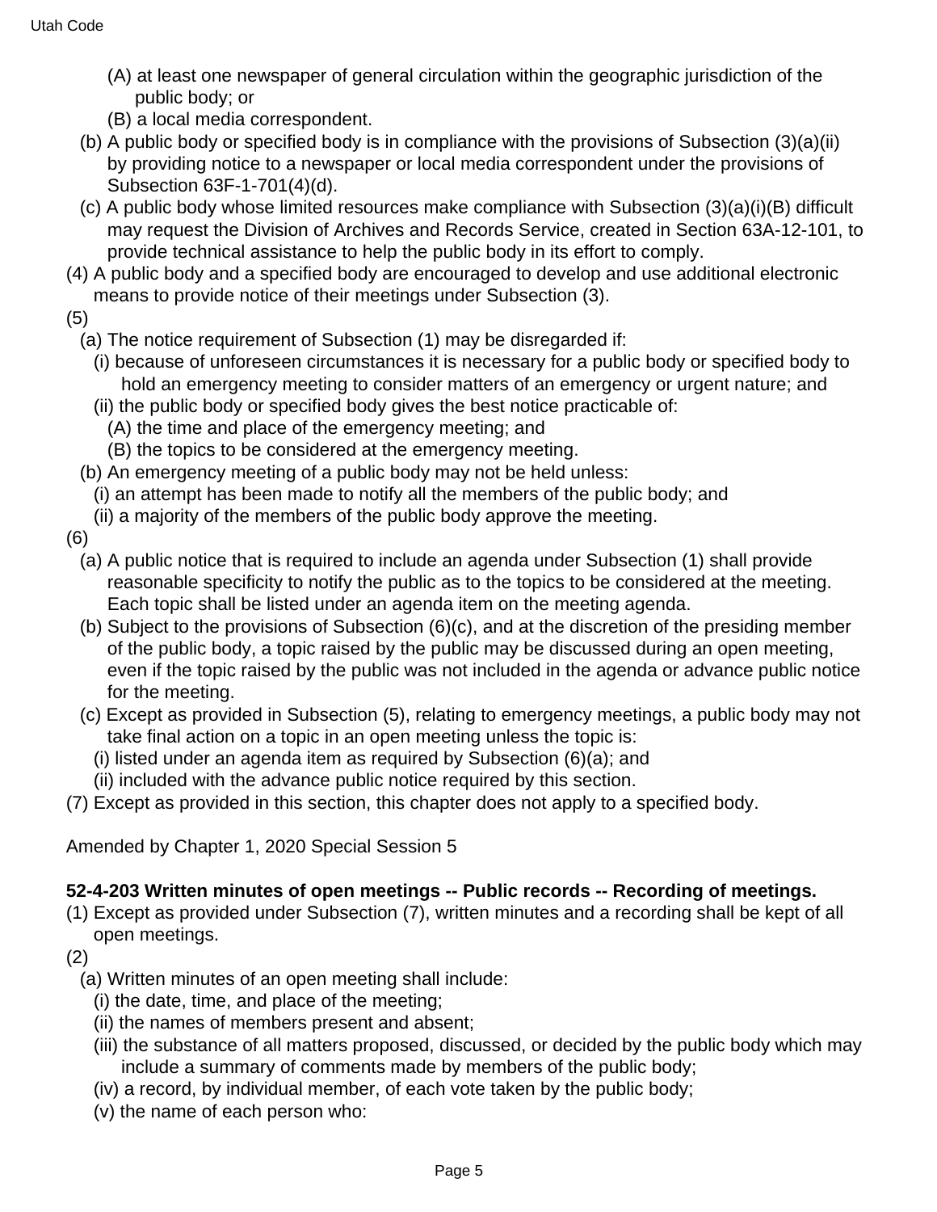(A) at least one newspaper of general circulation within the geographic jurisdiction of the public body; or

(B) a local media correspondent.

(b) A public body or specified body is in compliance with the provisions of Subsection (3)(a)(ii) by providing notice to a newspaper or local media correspondent under the provisions of Subsection 63F-1-701(4)(d).

(c) A public body whose limited resources make compliance with Subsection (3)(a)(i)(B) difficult may request the Division of Archives and Records Service, created in Section 63A-12-101, to provide technical assistance to help the public body in its effort to comply.

(4) A public body and a specified body are encouraged to develop and use additional electronic means to provide notice of their meetings under Subsection (3).

(5)

(a) The notice requirement of Subsection (1) may be disregarded if:

(i) because of unforeseen circumstances it is necessary for a public body or specified body to hold an emergency meeting to consider matters of an emergency or urgent nature; and

(ii) the public body or specified body gives the best notice practicable of:

(A) the time and place of the emergency meeting; and

(B) the topics to be considered at the emergency meeting.

(b) An emergency meeting of a public body may not be held unless:

(i) an attempt has been made to notify all the members of the public body; and

(ii) a majority of the members of the public body approve the meeting.

(6)

(a) A public notice that is required to include an agenda under Subsection (1) shall provide reasonable specificity to notify the public as to the topics to be considered at the meeting. Each topic shall be listed under an agenda item on the meeting agenda.

(b) Subject to the provisions of Subsection (6)(c), and at the discretion of the presiding member of the public body, a topic raised by the public may be discussed during an open meeting, even if the topic raised by the public was not included in the agenda or advance public notice for the meeting.

(c) Except as provided in Subsection (5), relating to emergency meetings, a public body may not take final action on a topic in an open meeting unless the topic is:

(i) listed under an agenda item as required by Subsection (6)(a); and

(ii) included with the advance public notice required by this section.

(7) Except as provided in this section, this chapter does not apply to a specified body.

Amended by Chapter 1, 2020 Special Session 5

**52-4-203 Written minutes of open meetings -- Public records -- Recording of meetings.**

(1) Except as provided under Subsection (7), written minutes and a recording shall be kept of all open meetings.

(2)

(a) Written minutes of an open meeting shall include:

(i) the date, time, and place of the meeting;

(ii) the names of members present and absent;

(iii) the substance of all matters proposed, discussed, or decided by the public body which may include a summary of comments made by members of the public body;

(iv) a record, by individual member, of each vote taken by the public body;

(v) the name of each person who: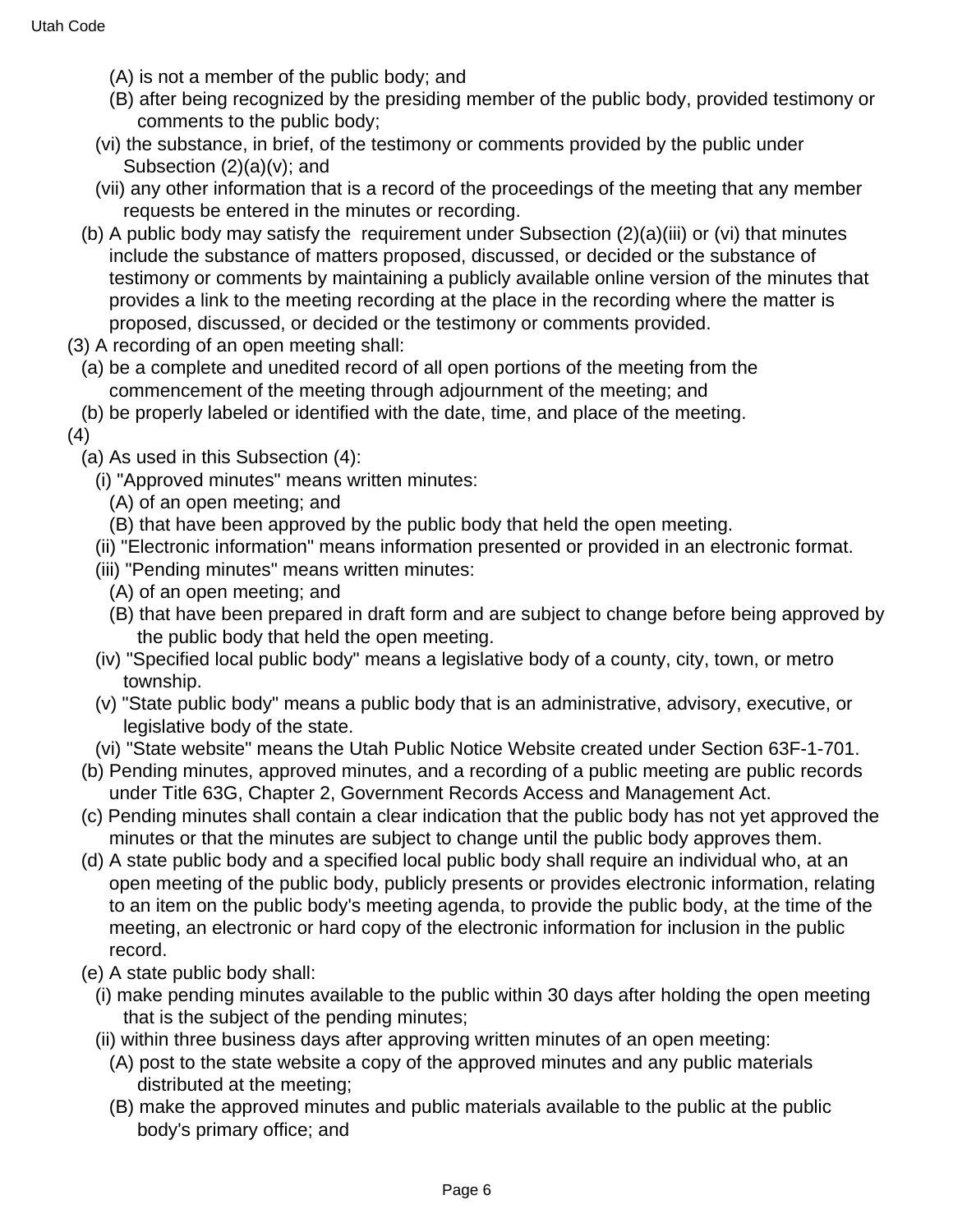(A) is not a member of the public body; and

(B) after being recognized by the presiding member of the public body, provided testimony or comments to the public body;

(vi) the substance, in brief, of the testimony or comments provided by the public under Subsection (2)(a)(v); and

(vii) any other information that is a record of the proceedings of the meeting that any member requests be entered in the minutes or recording.

(b) A public body may satisfy the requirement under Subsection (2)(a)(iii) or (vi) that minutes include the substance of matters proposed, discussed, or decided or the substance of testimony or comments by maintaining a publicly available online version of the minutes that provides a link to the meeting recording at the place in the recording where the matter is proposed, discussed, or decided or the testimony or comments provided.

(3) A recording of an open meeting shall:

(a) be a complete and unedited record of all open portions of the meeting from the commencement of the meeting through adjournment of the meeting; and

(b) be properly labeled or identified with the date, time, and place of the meeting.

(4)

(a) As used in this Subsection (4):

(i) "Approved minutes" means written minutes:

(A) of an open meeting; and

(B) that have been approved by the public body that held the open meeting.

(ii) "Electronic information" means information presented or provided in an electronic format.

(iii) "Pending minutes" means written minutes:

(A) of an open meeting; and

(B) that have been prepared in draft form and are subject to change before being approved by the public body that held the open meeting.

(iv) "Specified local public body" means a legislative body of a county, city, town, or metro township.

(v) "State public body" means a public body that is an administrative, advisory, executive, or legislative body of the state.

(vi) "State website" means the Utah Public Notice Website created under Section 63F-1-701.

(b) Pending minutes, approved minutes, and a recording of a public meeting are public records under Title 63G, Chapter 2, Government Records Access and Management Act.

(c) Pending minutes shall contain a clear indication that the public body has not yet approved the minutes or that the minutes are subject to change until the public body approves them.

(d) A state public body and a specified local public body shall require an individual who, at an open meeting of the public body, publicly presents or provides electronic information, relating to an item on the public body's meeting agenda, to provide the public body, at the time of the meeting, an electronic or hard copy of the electronic information for inclusion in the public record.

(e) A state public body shall:

(i) make pending minutes available to the public within 30 days after holding the open meeting that is the subject of the pending minutes;

(ii) within three business days after approving written minutes of an open meeting:

(A) post to the state website a copy of the approved minutes and any public materials distributed at the meeting;

(B) make the approved minutes and public materials available to the public at the public body's primary office; and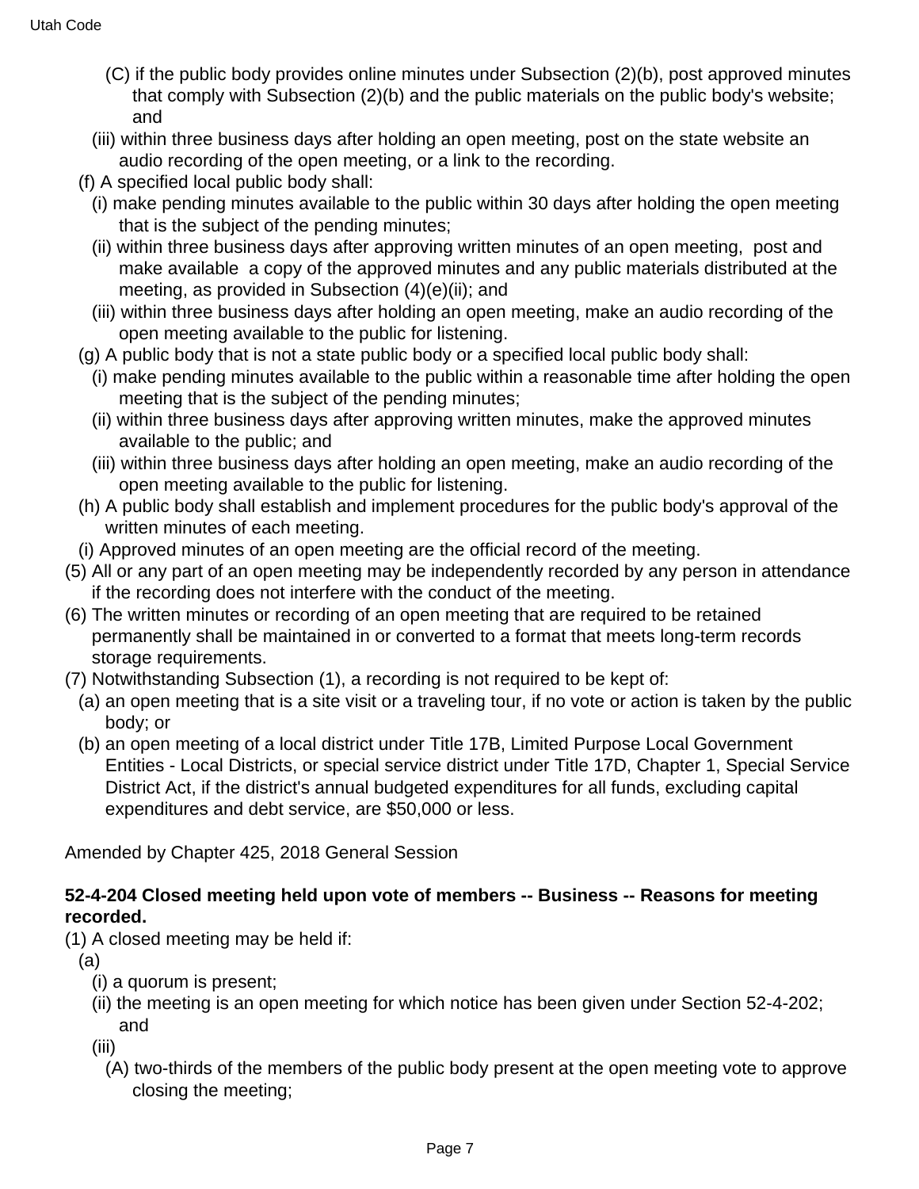(C) if the public body provides online minutes under Subsection (2)(b), post approved minutes that comply with Subsection (2)(b) and the public materials on the public body's website; and

(iii) within three business days after holding an open meeting, post on the state website an audio recording of the open meeting, or a link to the recording.

(f) A specified local public body shall:

(i) make pending minutes available to the public within 30 days after holding the open meeting that is the subject of the pending minutes;

(ii) within three business days after approving written minutes of an open meeting, post and make available a copy of the approved minutes and any public materials distributed at the meeting, as provided in Subsection (4)(e)(ii); and

(iii) within three business days after holding an open meeting, make an audio recording of the open meeting available to the public for listening.

(g) A public body that is not a state public body or a specified local public body shall:

(i) make pending minutes available to the public within a reasonable time after holding the open meeting that is the subject of the pending minutes;

(ii) within three business days after approving written minutes, make the approved minutes available to the public; and

(iii) within three business days after holding an open meeting, make an audio recording of the open meeting available to the public for listening.

(h) A public body shall establish and implement procedures for the public body's approval of the written minutes of each meeting.

(i) Approved minutes of an open meeting are the official record of the meeting.

(5) All or any part of an open meeting may be independently recorded by any person in attendance if the recording does not interfere with the conduct of the meeting.

(6) The written minutes or recording of an open meeting that are required to be retained permanently shall be maintained in or converted to a format that meets long-term records storage requirements.

(7) Notwithstanding Subsection (1), a recording is not required to be kept of:

(a) an open meeting that is a site visit or a traveling tour, if no vote or action is taken by the public body; or

(b) an open meeting of a local district under Title 17B, Limited Purpose Local Government Entities - Local Districts, or special service district under Title 17D, Chapter 1, Special Service District Act, if the district's annual budgeted expenditures for all funds, excluding capital expenditures and debt service, are $50,000 or less.

Amended by Chapter 425, 2018 General Session

**52-4-204 Closed meeting held upon vote of members -- Business -- Reasons for meeting recorded.**

(1) A closed meeting may be held if:

(a)

(i) a quorum is present;

(ii) the meeting is an open meeting for which notice has been given under Section 52-4-202; and

(iii)

(A) two-thirds of the members of the public body present at the open meeting vote to approve closing the meeting;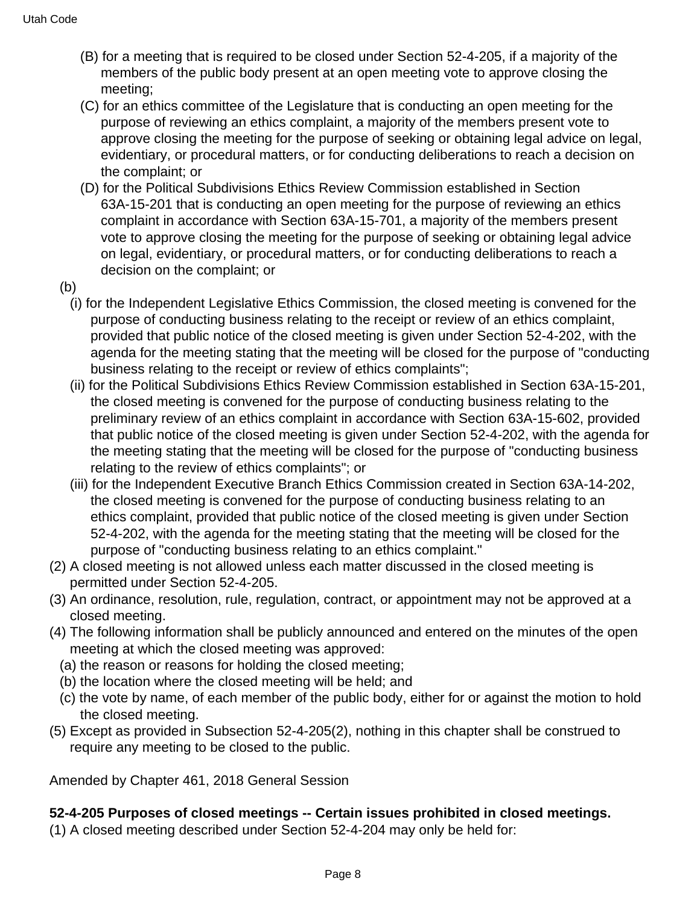(B) for a meeting that is required to be closed under Section 52-4-205, if a majority of the members of the public body present at an open meeting vote to approve closing the meeting;

(C) for an ethics committee of the Legislature that is conducting an open meeting for the purpose of reviewing an ethics complaint, a majority of the members present vote to approve closing the meeting for the purpose of seeking or obtaining legal advice on legal, evidentiary, or procedural matters, or for conducting deliberations to reach a decision on the complaint; or

(D) for the Political Subdivisions Ethics Review Commission established in Section 63A-15-201 that is conducting an open meeting for the purpose of reviewing an ethics complaint in accordance with Section 63A-15-701, a majority of the members present vote to approve closing the meeting for the purpose of seeking or obtaining legal advice on legal, evidentiary, or procedural matters, or for conducting deliberations to reach a decision on the complaint; or

(b)

(i) for the Independent Legislative Ethics Commission, the closed meeting is convened for the purpose of conducting business relating to the receipt or review of an ethics complaint, provided that public notice of the closed meeting is given under Section 52-4-202, with the agenda for the meeting stating that the meeting will be closed for the purpose of "conducting business relating to the receipt or review of ethics complaints";

(ii) for the Political Subdivisions Ethics Review Commission established in Section 63A-15-201, the closed meeting is convened for the purpose of conducting business relating to the preliminary review of an ethics complaint in accordance with Section 63A-15-602, provided that public notice of the closed meeting is given under Section 52-4-202, with the agenda for the meeting stating that the meeting will be closed for the purpose of "conducting business relating to the review of ethics complaints"; or

(iii) for the Independent Executive Branch Ethics Commission created in Section 63A-14-202, the closed meeting is convened for the purpose of conducting business relating to an ethics complaint, provided that public notice of the closed meeting is given under Section 52-4-202, with the agenda for the meeting stating that the meeting will be closed for the purpose of "conducting business relating to an ethics complaint."

(2) A closed meeting is not allowed unless each matter discussed in the closed meeting is permitted under Section 52-4-205.

(3) An ordinance, resolution, rule, regulation, contract, or appointment may not be approved at a closed meeting.

(4) The following information shall be publicly announced and entered on the minutes of the open meeting at which the closed meeting was approved:

(a) the reason or reasons for holding the closed meeting;

(b) the location where the closed meeting will be held; and

(c) the vote by name, of each member of the public body, either for or against the motion to hold the closed meeting.

(5) Except as provided in Subsection 52-4-205(2), nothing in this chapter shall be construed to require any meeting to be closed to the public.

Amended by Chapter 461, 2018 General Session

**52-4-205 Purposes of closed meetings -- Certain issues prohibited in closed meetings.**

(1) A closed meeting described under Section 52-4-204 may only be held for: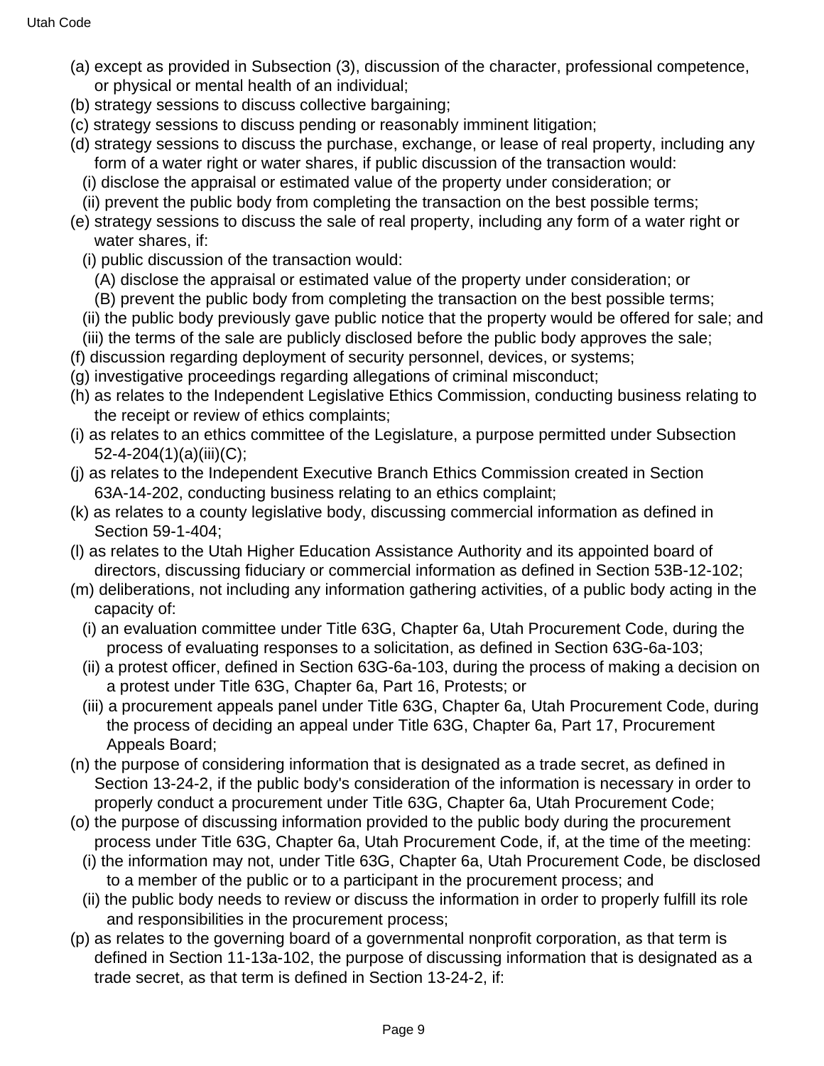(a) except as provided in Subsection (3), discussion of the character, professional competence, or physical or mental health of an individual;

(b) strategy sessions to discuss collective bargaining;

(c) strategy sessions to discuss pending or reasonably imminent litigation;

(d) strategy sessions to discuss the purchase, exchange, or lease of real property, including any form of a water right or water shares, if public discussion of the transaction would:

  (i) disclose the appraisal or estimated value of the property under consideration; or

  (ii) prevent the public body from completing the transaction on the best possible terms;

(e) strategy sessions to discuss the sale of real property, including any form of a water right or water shares, if:

  (i) public discussion of the transaction would:

    (A) disclose the appraisal or estimated value of the property under consideration; or

    (B) prevent the public body from completing the transaction on the best possible terms;

  (ii) the public body previously gave public notice that the property would be offered for sale; and

  (iii) the terms of the sale are publicly disclosed before the public body approves the sale;

(f) discussion regarding deployment of security personnel, devices, or systems;

(g) investigative proceedings regarding allegations of criminal misconduct;

(h) as relates to the Independent Legislative Ethics Commission, conducting business relating to the receipt or review of ethics complaints;

(i) as relates to an ethics committee of the Legislature, a purpose permitted under Subsection 52-4-204(1)(a)(iii)(C);

(j) as relates to the Independent Executive Branch Ethics Commission created in Section 63A-14-202, conducting business relating to an ethics complaint;

(k) as relates to a county legislative body, discussing commercial information as defined in Section 59-1-404;

(l) as relates to the Utah Higher Education Assistance Authority and its appointed board of directors, discussing fiduciary or commercial information as defined in Section 53B-12-102;

(m) deliberations, not including any information gathering activities, of a public body acting in the capacity of:

  (i) an evaluation committee under Title 63G, Chapter 6a, Utah Procurement Code, during the process of evaluating responses to a solicitation, as defined in Section 63G-6a-103;

  (ii) a protest officer, defined in Section 63G-6a-103, during the process of making a decision on a protest under Title 63G, Chapter 6a, Part 16, Protests; or

  (iii) a procurement appeals panel under Title 63G, Chapter 6a, Utah Procurement Code, during the process of deciding an appeal under Title 63G, Chapter 6a, Part 17, Procurement Appeals Board;

(n) the purpose of considering information that is designated as a trade secret, as defined in Section 13-24-2, if the public body's consideration of the information is necessary in order to properly conduct a procurement under Title 63G, Chapter 6a, Utah Procurement Code;

(o) the purpose of discussing information provided to the public body during the procurement process under Title 63G, Chapter 6a, Utah Procurement Code, if, at the time of the meeting:

  (i) the information may not, under Title 63G, Chapter 6a, Utah Procurement Code, be disclosed to a member of the public or to a participant in the procurement process; and

  (ii) the public body needs to review or discuss the information in order to properly fulfill its role and responsibilities in the procurement process;

(p) as relates to the governing board of a governmental nonprofit corporation, as that term is defined in Section 11-13a-102, the purpose of discussing information that is designated as a trade secret, as that term is defined in Section 13-24-2, if: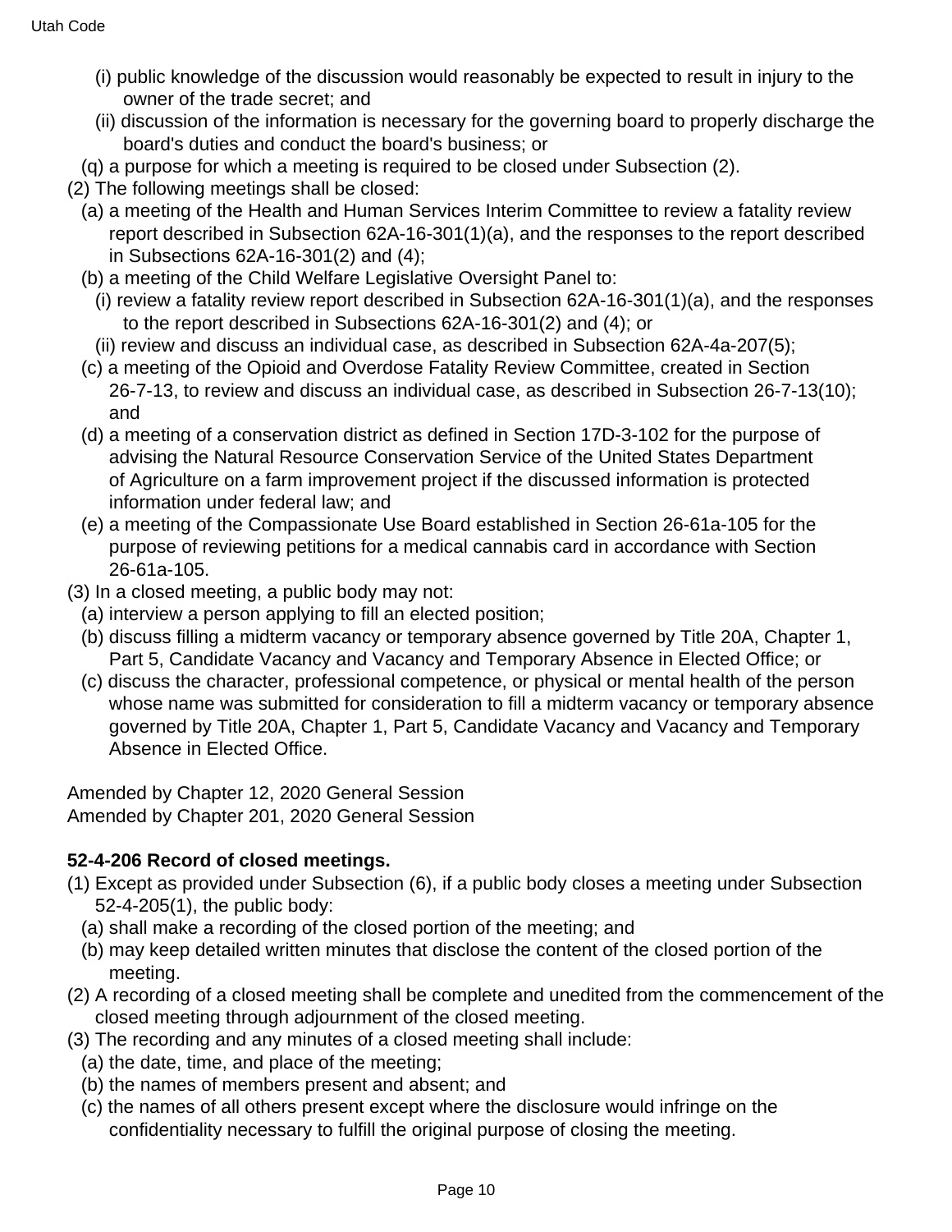(i) public knowledge of the discussion would reasonably be expected to result in injury to the owner of the trade secret; and

(ii) discussion of the information is necessary for the governing board to properly discharge the board's duties and conduct the board's business; or

(q) a purpose for which a meeting is required to be closed under Subsection (2).

(2) The following meetings shall be closed:

(a) a meeting of the Health and Human Services Interim Committee to review a fatality review report described in Subsection 62A-16-301(1)(a), and the responses to the report described in Subsections 62A-16-301(2) and (4);

(b) a meeting of the Child Welfare Legislative Oversight Panel to:

(i) review a fatality review report described in Subsection 62A-16-301(1)(a), and the responses to the report described in Subsections 62A-16-301(2) and (4); or

(ii) review and discuss an individual case, as described in Subsection 62A-4a-207(5);

(c) a meeting of the Opioid and Overdose Fatality Review Committee, created in Section 26-7-13, to review and discuss an individual case, as described in Subsection 26-7-13(10); and

(d) a meeting of a conservation district as defined in Section 17D-3-102 for the purpose of advising the Natural Resource Conservation Service of the United States Department of Agriculture on a farm improvement project if the discussed information is protected information under federal law; and

(e) a meeting of the Compassionate Use Board established in Section 26-61a-105 for the purpose of reviewing petitions for a medical cannabis card in accordance with Section 26-61a-105.

(3) In a closed meeting, a public body may not:

(a) interview a person applying to fill an elected position;

(b) discuss filling a midterm vacancy or temporary absence governed by Title 20A, Chapter 1, Part 5, Candidate Vacancy and Vacancy and Temporary Absence in Elected Office; or

(c) discuss the character, professional competence, or physical or mental health of the person whose name was submitted for consideration to fill a midterm vacancy or temporary absence governed by Title 20A, Chapter 1, Part 5, Candidate Vacancy and Vacancy and Temporary Absence in Elected Office.

Amended by Chapter 12, 2020 General Session
Amended by Chapter 201, 2020 General Session

**52-4-206 Record of closed meetings.**

(1) Except as provided under Subsection (6), if a public body closes a meeting under Subsection 52-4-205(1), the public body:

(a) shall make a recording of the closed portion of the meeting; and

(b) may keep detailed written minutes that disclose the content of the closed portion of the meeting.

(2) A recording of a closed meeting shall be complete and unedited from the commencement of the closed meeting through adjournment of the closed meeting.

(3) The recording and any minutes of a closed meeting shall include:

(a) the date, time, and place of the meeting;

(b) the names of members present and absent; and

(c) the names of all others present except where the disclosure would infringe on the confidentiality necessary to fulfill the original purpose of closing the meeting.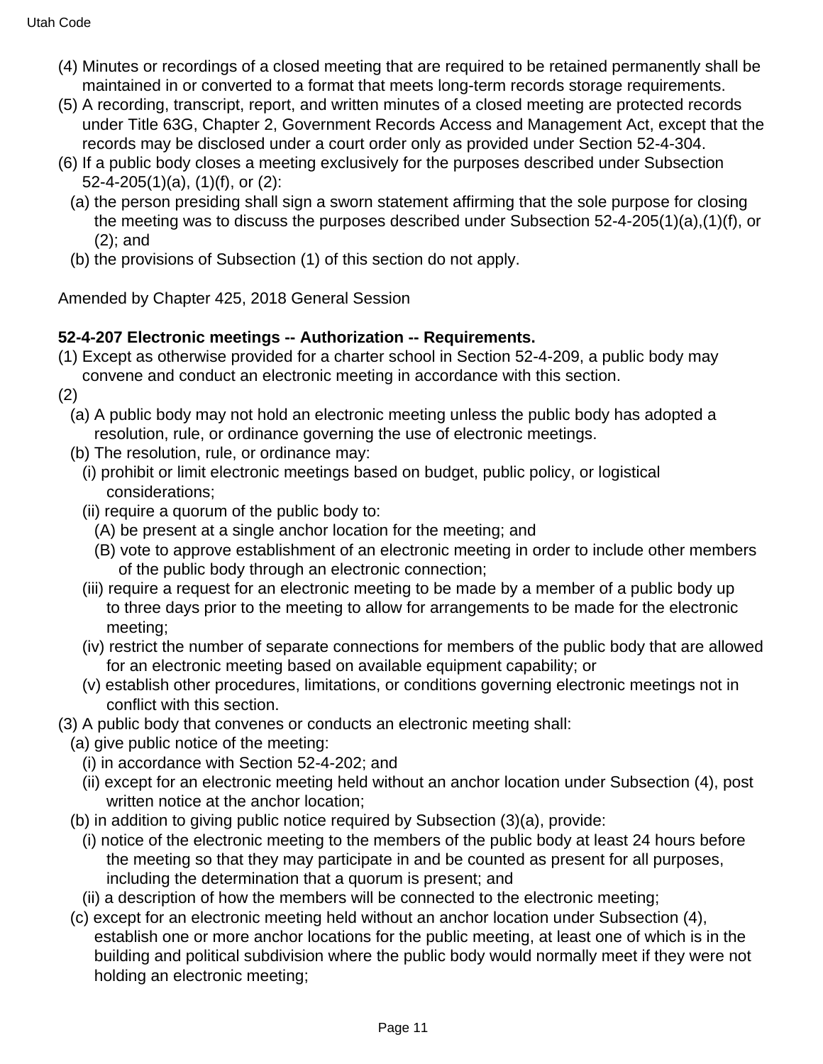(4) Minutes or recordings of a closed meeting that are required to be retained permanently shall be maintained in or converted to a format that meets long-term records storage requirements.

(5) A recording, transcript, report, and written minutes of a closed meeting are protected records under Title 63G, Chapter 2, Government Records Access and Management Act, except that the records may be disclosed under a court order only as provided under Section 52-4-304.

(6) If a public body closes a meeting exclusively for the purposes described under Subsection 52-4-205(1)(a), (1)(f), or (2):

  (a) the person presiding shall sign a sworn statement affirming that the sole purpose for closing the meeting was to discuss the purposes described under Subsection 52-4-205(1)(a),(1)(f), or (2); and

  (b) the provisions of Subsection (1) of this section do not apply.

Amended by Chapter 425, 2018 General Session

**52-4-207 Electronic meetings -- Authorization -- Requirements.**

(1) Except as otherwise provided for a charter school in Section 52-4-209, a public body may convene and conduct an electronic meeting in accordance with this section.

(2)

  (a) A public body may not hold an electronic meeting unless the public body has adopted a resolution, rule, or ordinance governing the use of electronic meetings.

  (b) The resolution, rule, or ordinance may:

    (i) prohibit or limit electronic meetings based on budget, public policy, or logistical considerations;

    (ii) require a quorum of the public body to:

      (A) be present at a single anchor location for the meeting; and

      (B) vote to approve establishment of an electronic meeting in order to include other members of the public body through an electronic connection;

    (iii) require a request for an electronic meeting to be made by a member of a public body up to three days prior to the meeting to allow for arrangements to be made for the electronic meeting;

    (iv) restrict the number of separate connections for members of the public body that are allowed for an electronic meeting based on available equipment capability; or

    (v) establish other procedures, limitations, or conditions governing electronic meetings not in conflict with this section.

(3) A public body that convenes or conducts an electronic meeting shall:

  (a) give public notice of the meeting:

    (i) in accordance with Section 52-4-202; and

    (ii) except for an electronic meeting held without an anchor location under Subsection (4), post written notice at the anchor location;

  (b) in addition to giving public notice required by Subsection (3)(a), provide:

    (i) notice of the electronic meeting to the members of the public body at least 24 hours before the meeting so that they may participate in and be counted as present for all purposes, including the determination that a quorum is present; and

    (ii) a description of how the members will be connected to the electronic meeting;

  (c) except for an electronic meeting held without an anchor location under Subsection (4), establish one or more anchor locations for the public meeting, at least one of which is in the building and political subdivision where the public body would normally meet if they were not holding an electronic meeting;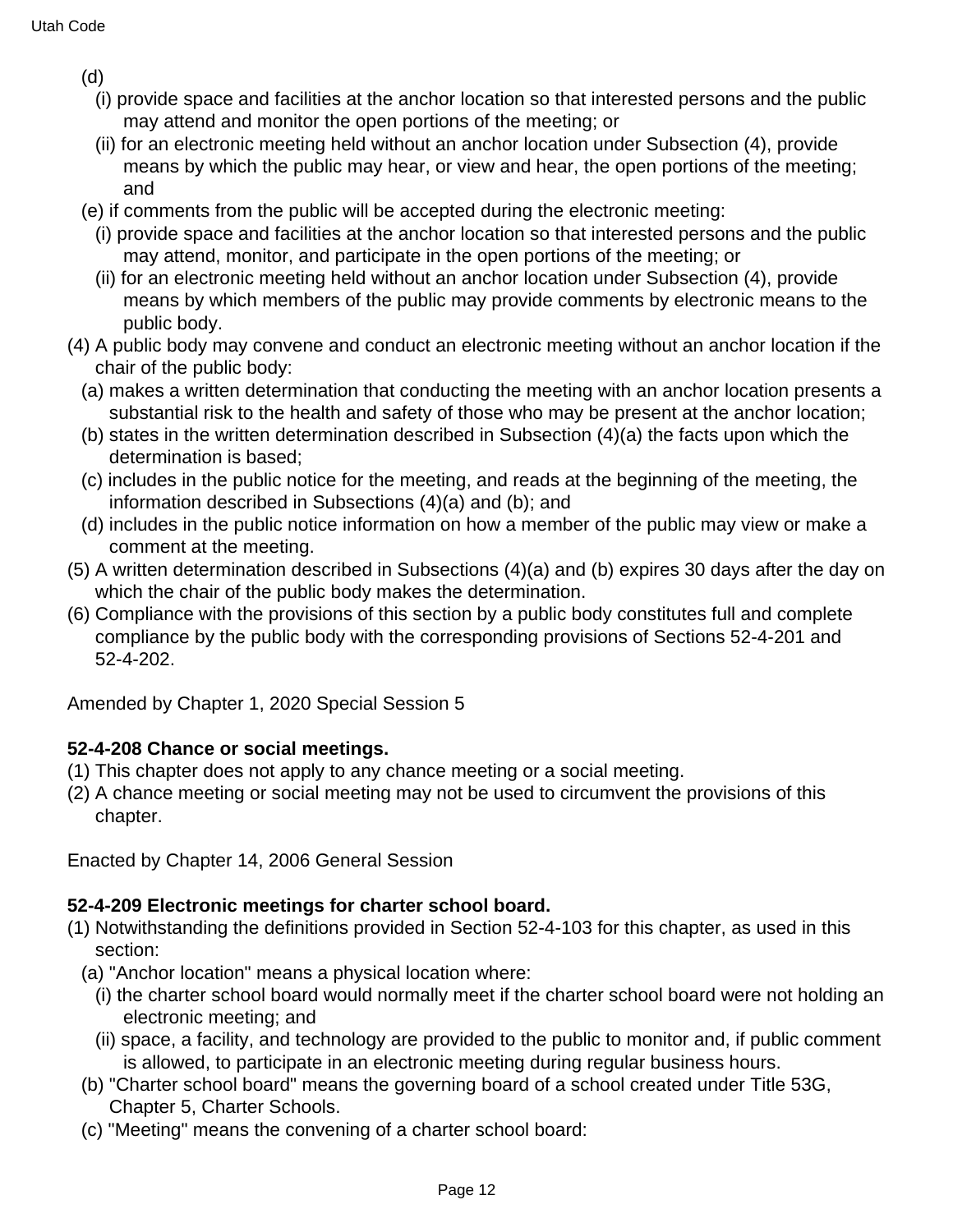(d)

(i) provide space and facilities at the anchor location so that interested persons and the public may attend and monitor the open portions of the meeting; or

(ii) for an electronic meeting held without an anchor location under Subsection (4), provide means by which the public may hear, or view and hear, the open portions of the meeting; and

(e) if comments from the public will be accepted during the electronic meeting:

(i) provide space and facilities at the anchor location so that interested persons and the public may attend, monitor, and participate in the open portions of the meeting; or

(ii) for an electronic meeting held without an anchor location under Subsection (4), provide means by which members of the public may provide comments by electronic means to the public body.

(4) A public body may convene and conduct an electronic meeting without an anchor location if the chair of the public body:

(a) makes a written determination that conducting the meeting with an anchor location presents a substantial risk to the health and safety of those who may be present at the anchor location;

(b) states in the written determination described in Subsection (4)(a) the facts upon which the determination is based;

(c) includes in the public notice for the meeting, and reads at the beginning of the meeting, the information described in Subsections (4)(a) and (b); and

(d) includes in the public notice information on how a member of the public may view or make a comment at the meeting.

(5) A written determination described in Subsections (4)(a) and (b) expires 30 days after the day on which the chair of the public body makes the determination.

(6) Compliance with the provisions of this section by a public body constitutes full and complete compliance by the public body with the corresponding provisions of Sections 52-4-201 and 52-4-202.

Amended by Chapter 1, 2020 Special Session 5

**52-4-208 Chance or social meetings.**

(1) This chapter does not apply to any chance meeting or a social meeting.

(2) A chance meeting or social meeting may not be used to circumvent the provisions of this chapter.

Enacted by Chapter 14, 2006 General Session

**52-4-209 Electronic meetings for charter school board.**

(1) Notwithstanding the definitions provided in Section 52-4-103 for this chapter, as used in this section:

(a) "Anchor location" means a physical location where:

(i) the charter school board would normally meet if the charter school board were not holding an electronic meeting; and

(ii) space, a facility, and technology are provided to the public to monitor and, if public comment is allowed, to participate in an electronic meeting during regular business hours.

(b) "Charter school board" means the governing board of a school created under Title 53G, Chapter 5, Charter Schools.

(c) "Meeting" means the convening of a charter school board: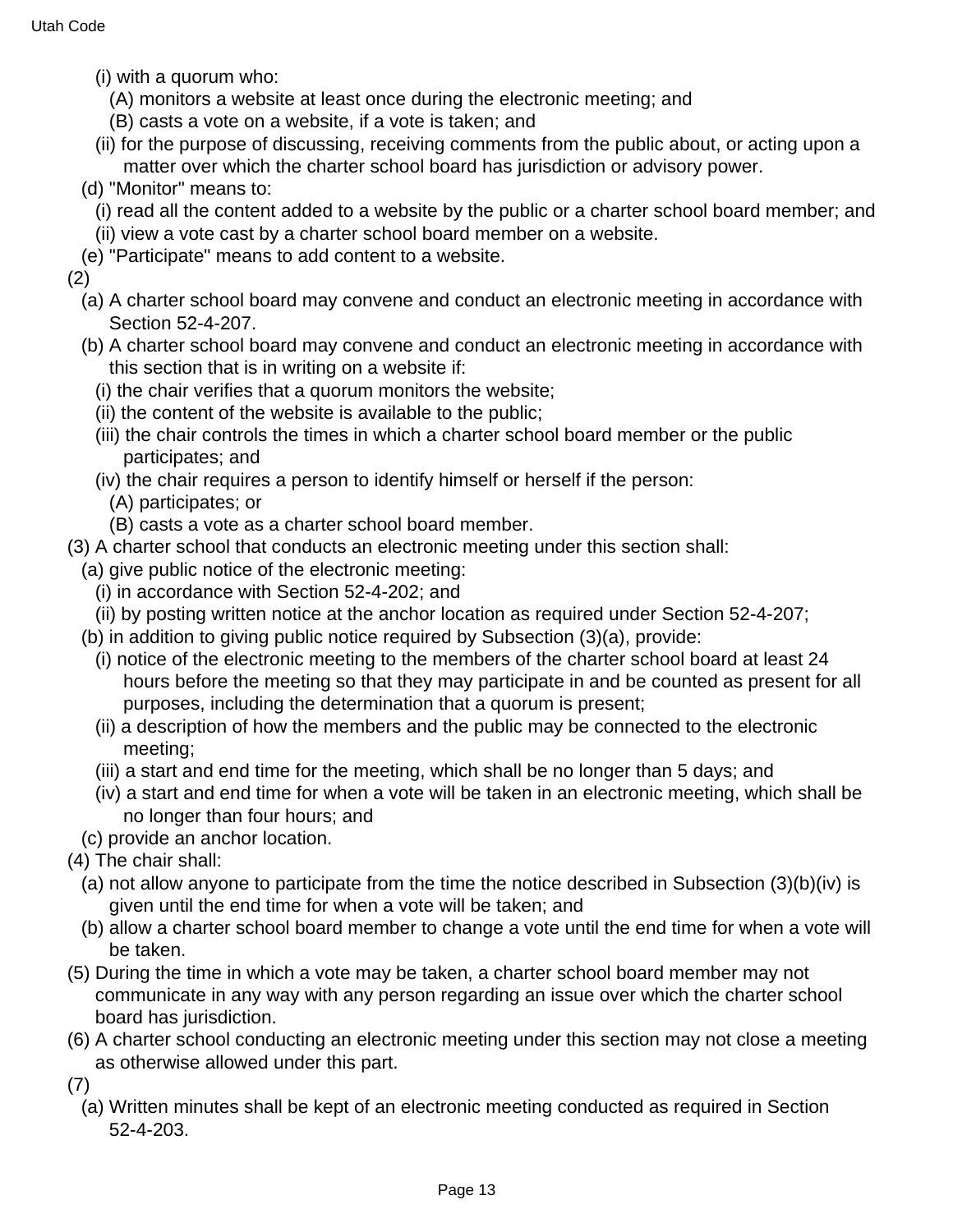(i) with a quorum who:

(A) monitors a website at least once during the electronic meeting; and

(B) casts a vote on a website, if a vote is taken; and

(ii) for the purpose of discussing, receiving comments from the public about, or acting upon a matter over which the charter school board has jurisdiction or advisory power.

(d) "Monitor" means to:

(i) read all the content added to a website by the public or a charter school board member; and

(ii) view a vote cast by a charter school board member on a website.

(e) "Participate" means to add content to a website.

(2)

(a) A charter school board may convene and conduct an electronic meeting in accordance with Section 52-4-207.

(b) A charter school board may convene and conduct an electronic meeting in accordance with this section that is in writing on a website if:

(i) the chair verifies that a quorum monitors the website;

(ii) the content of the website is available to the public;

(iii) the chair controls the times in which a charter school board member or the public participates; and

(iv) the chair requires a person to identify himself or herself if the person:

(A) participates; or

(B) casts a vote as a charter school board member.

(3) A charter school that conducts an electronic meeting under this section shall:

(a) give public notice of the electronic meeting:

(i) in accordance with Section 52-4-202; and

(ii) by posting written notice at the anchor location as required under Section 52-4-207;

(b) in addition to giving public notice required by Subsection (3)(a), provide:

(i) notice of the electronic meeting to the members of the charter school board at least 24 hours before the meeting so that they may participate in and be counted as present for all purposes, including the determination that a quorum is present;

(ii) a description of how the members and the public may be connected to the electronic meeting;

(iii) a start and end time for the meeting, which shall be no longer than 5 days; and

(iv) a start and end time for when a vote will be taken in an electronic meeting, which shall be no longer than four hours; and

(c) provide an anchor location.

(4) The chair shall:

(a) not allow anyone to participate from the time the notice described in Subsection (3)(b)(iv) is given until the end time for when a vote will be taken; and

(b) allow a charter school board member to change a vote until the end time for when a vote will be taken.

(5) During the time in which a vote may be taken, a charter school board member may not communicate in any way with any person regarding an issue over which the charter school board has jurisdiction.

(6) A charter school conducting an electronic meeting under this section may not close a meeting as otherwise allowed under this part.

(7)

(a) Written minutes shall be kept of an electronic meeting conducted as required in Section 52-4-203.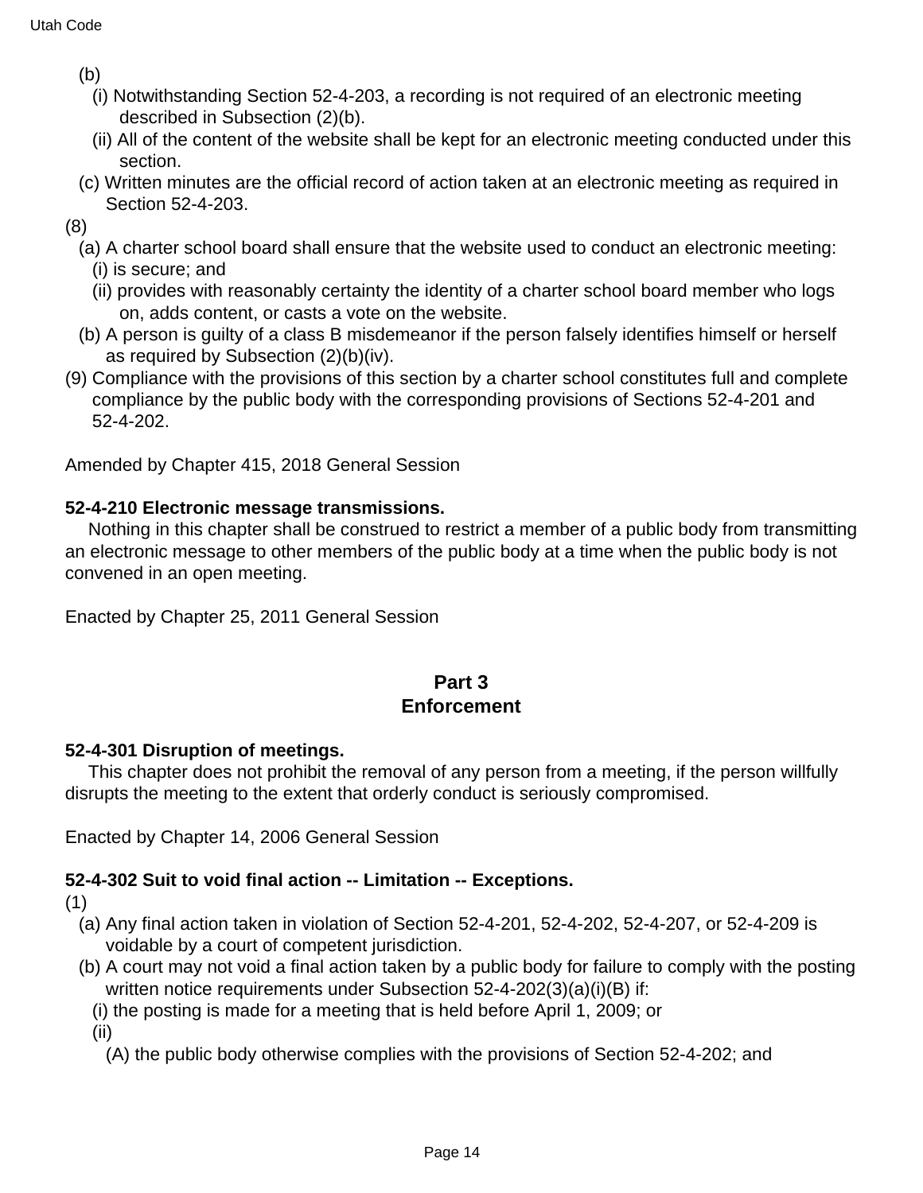(b)

(i) Notwithstanding Section 52-4-203, a recording is not required of an electronic meeting described in Subsection (2)(b).

(ii) All of the content of the website shall be kept for an electronic meeting conducted under this section.

(c) Written minutes are the official record of action taken at an electronic meeting as required in Section 52-4-203.

(8)

(a) A charter school board shall ensure that the website used to conduct an electronic meeting:

(i) is secure; and

(ii) provides with reasonably certainty the identity of a charter school board member who logs on, adds content, or casts a vote on the website.

(b) A person is guilty of a class B misdemeanor if the person falsely identifies himself or herself as required by Subsection (2)(b)(iv).

(9) Compliance with the provisions of this section by a charter school constitutes full and complete compliance by the public body with the corresponding provisions of Sections 52-4-201 and 52-4-202.

Amended by Chapter 415, 2018 General Session

**52-4-210 Electronic message transmissions.**

Nothing in this chapter shall be construed to restrict a member of a public body from transmitting an electronic message to other members of the public body at a time when the public body is not convened in an open meeting.

Enacted by Chapter 25, 2011 General Session

## Part 3
## Enforcement

**52-4-301 Disruption of meetings.**

This chapter does not prohibit the removal of any person from a meeting, if the person willfully disrupts the meeting to the extent that orderly conduct is seriously compromised.

Enacted by Chapter 14, 2006 General Session

**52-4-302 Suit to void final action -- Limitation -- Exceptions.**

(1)

(a) Any final action taken in violation of Section 52-4-201, 52-4-202, 52-4-207, or 52-4-209 is voidable by a court of competent jurisdiction.

(b) A court may not void a final action taken by a public body for failure to comply with the posting written notice requirements under Subsection 52-4-202(3)(a)(i)(B) if:

(i) the posting is made for a meeting that is held before April 1, 2009; or

(ii)

(A) the public body otherwise complies with the provisions of Section 52-4-202; and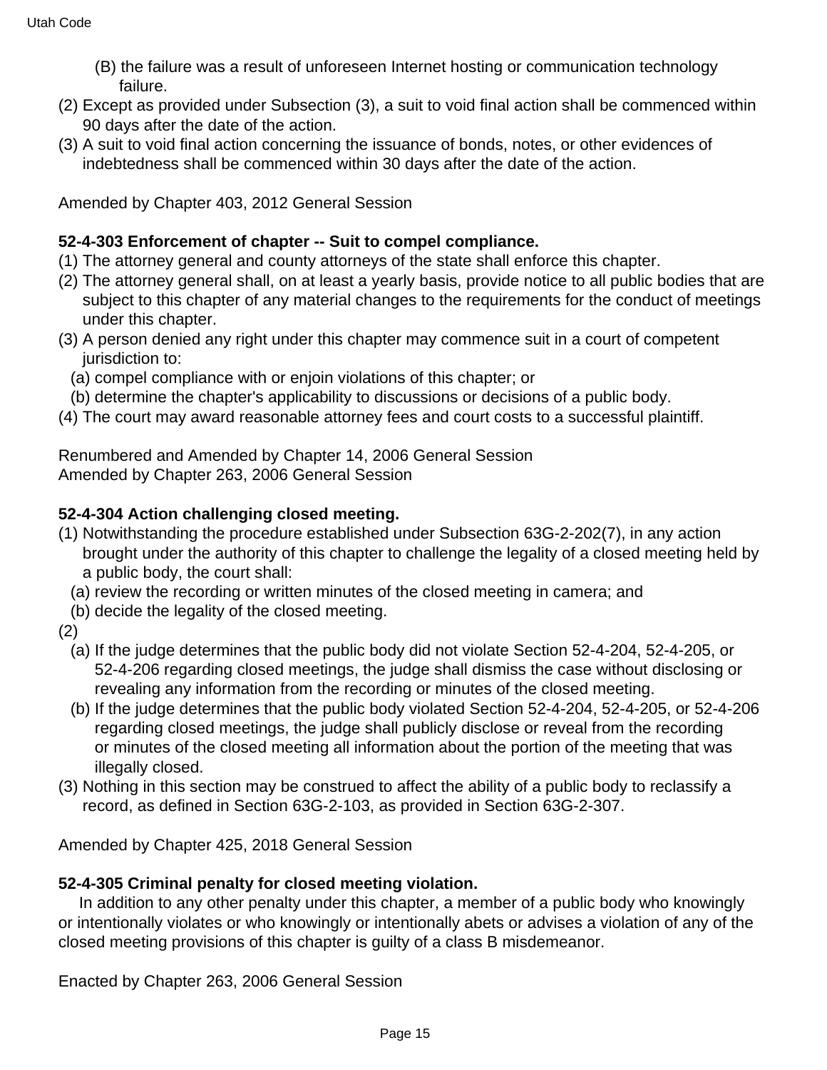(B) the failure was a result of unforeseen Internet hosting or communication technology failure.

(2) Except as provided under Subsection (3), a suit to void final action shall be commenced within 90 days after the date of the action.

(3) A suit to void final action concerning the issuance of bonds, notes, or other evidences of indebtedness shall be commenced within 30 days after the date of the action.

Amended by Chapter 403, 2012 General Session

**52-4-303 Enforcement of chapter -- Suit to compel compliance.**

(1) The attorney general and county attorneys of the state shall enforce this chapter.

(2) The attorney general shall, on at least a yearly basis, provide notice to all public bodies that are subject to this chapter of any material changes to the requirements for the conduct of meetings under this chapter.

(3) A person denied any right under this chapter may commence suit in a court of competent jurisdiction to:

(a) compel compliance with or enjoin violations of this chapter; or

(b) determine the chapter's applicability to discussions or decisions of a public body.

(4) The court may award reasonable attorney fees and court costs to a successful plaintiff.

Renumbered and Amended by Chapter 14, 2006 General Session
Amended by Chapter 263, 2006 General Session

**52-4-304 Action challenging closed meeting.**

(1) Notwithstanding the procedure established under Subsection 63G-2-202(7), in any action brought under the authority of this chapter to challenge the legality of a closed meeting held by a public body, the court shall:

(a) review the recording or written minutes of the closed meeting in camera; and

(b) decide the legality of the closed meeting.

(2)

(a) If the judge determines that the public body did not violate Section 52-4-204, 52-4-205, or 52-4-206 regarding closed meetings, the judge shall dismiss the case without disclosing or revealing any information from the recording or minutes of the closed meeting.

(b) If the judge determines that the public body violated Section 52-4-204, 52-4-205, or 52-4-206 regarding closed meetings, the judge shall publicly disclose or reveal from the recording or minutes of the closed meeting all information about the portion of the meeting that was illegally closed.

(3) Nothing in this section may be construed to affect the ability of a public body to reclassify a record, as defined in Section 63G-2-103, as provided in Section 63G-2-307.

Amended by Chapter 425, 2018 General Session

**52-4-305 Criminal penalty for closed meeting violation.**

In addition to any other penalty under this chapter, a member of a public body who knowingly or intentionally violates or who knowingly or intentionally abets or advises a violation of any of the closed meeting provisions of this chapter is guilty of a class B misdemeanor.

Enacted by Chapter 263, 2006 General Session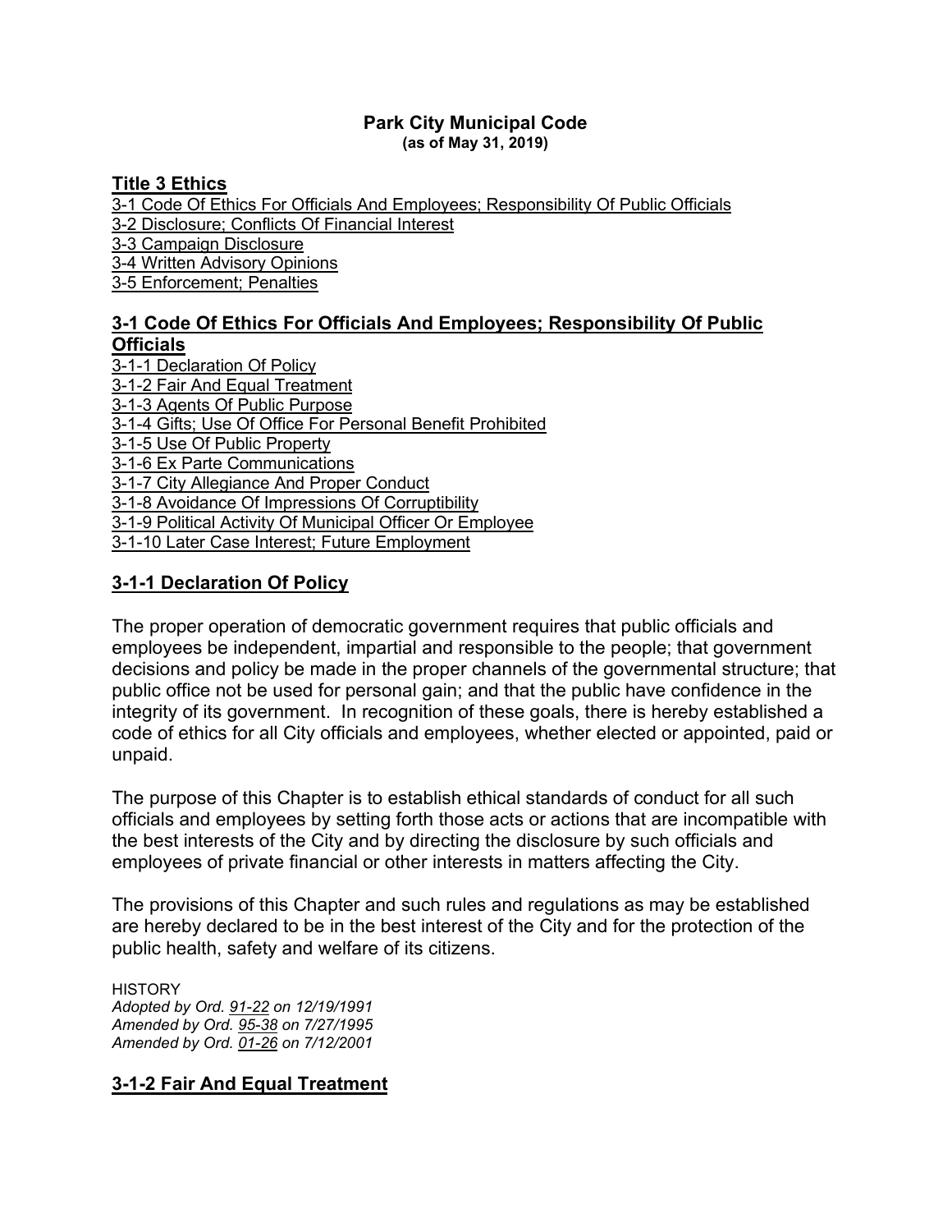**Park City Municipal Code**
**(as of May 31, 2019)**

## Title 3 Ethics

3-1 Code Of Ethics For Officials And Employees; Responsibility Of Public Officials
3-2 Disclosure; Conflicts Of Financial Interest
3-3 Campaign Disclosure
3-4 Written Advisory Opinions
3-5 Enforcement; Penalties

## 3-1 Code Of Ethics For Officials And Employees; Responsibility Of Public Officials

3-1-1 Declaration Of Policy
3-1-2 Fair And Equal Treatment
3-1-3 Agents Of Public Purpose
3-1-4 Gifts; Use Of Office For Personal Benefit Prohibited
3-1-5 Use Of Public Property
3-1-6 Ex Parte Communications
3-1-7 City Allegiance And Proper Conduct
3-1-8 Avoidance Of Impressions Of Corruptibility
3-1-9 Political Activity Of Municipal Officer Or Employee
3-1-10 Later Case Interest; Future Employment

### 3-1-1 Declaration Of Policy

The proper operation of democratic government requires that public officials and employees be independent, impartial and responsible to the people; that government decisions and policy be made in the proper channels of the governmental structure; that public office not be used for personal gain; and that the public have confidence in the integrity of its government. In recognition of these goals, there is hereby established a code of ethics for all City officials and employees, whether elected or appointed, paid or unpaid.

The purpose of this Chapter is to establish ethical standards of conduct for all such officials and employees by setting forth those acts or actions that are incompatible with the best interests of the City and by directing the disclosure by such officials and employees of private financial or other interests in matters affecting the City.

The provisions of this Chapter and such rules and regulations as may be established are hereby declared to be in the best interest of the City and for the protection of the public health, safety and welfare of its citizens.

HISTORY
*Adopted by Ord. 91-22 on 12/19/1991*
*Amended by Ord. 95-38 on 7/27/1995*
*Amended by Ord. 01-26 on 7/12/2001*

### 3-1-2 Fair And Equal Treatment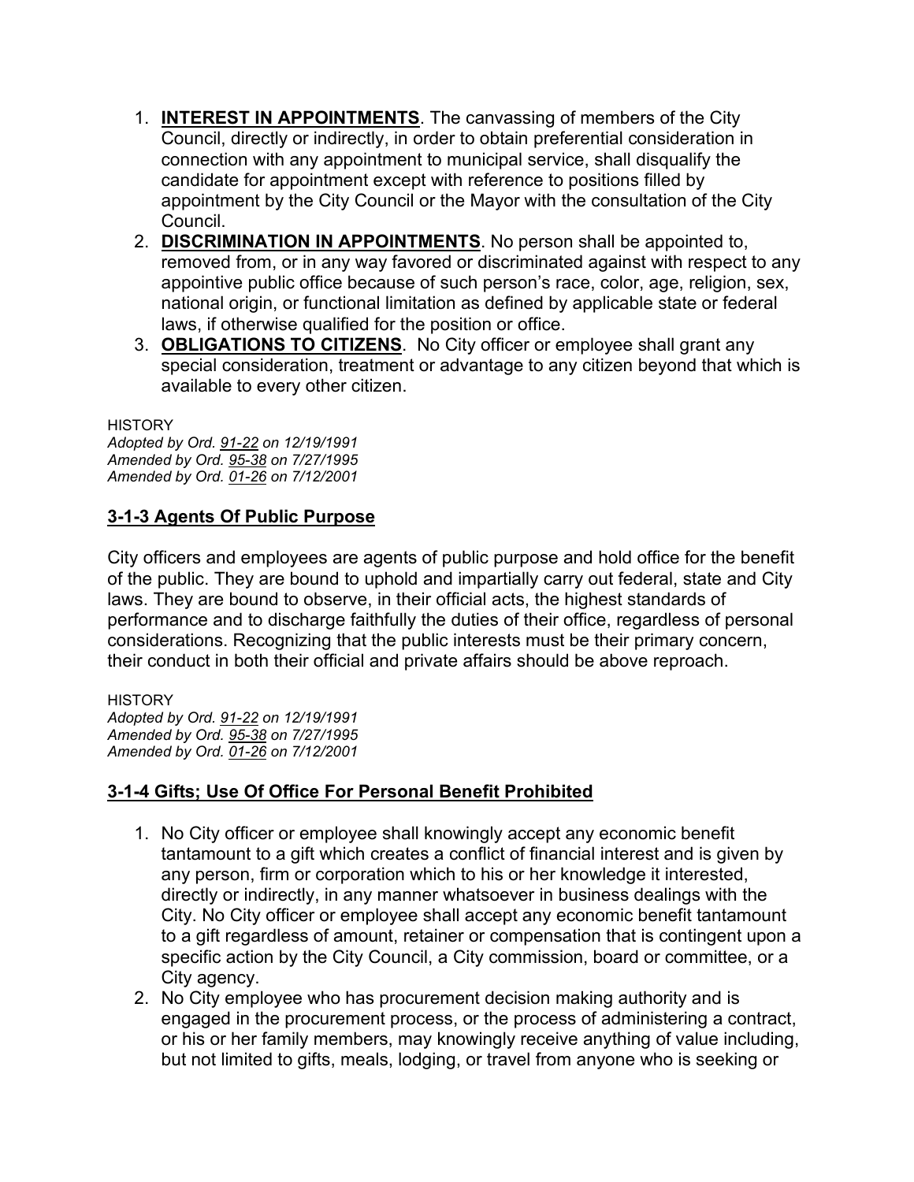1. **INTEREST IN APPOINTMENTS**. The canvassing of members of the City Council, directly or indirectly, in order to obtain preferential consideration in connection with any appointment to municipal service, shall disqualify the candidate for appointment except with reference to positions filled by appointment by the City Council or the Mayor with the consultation of the City Council.
2. **DISCRIMINATION IN APPOINTMENTS**. No person shall be appointed to, removed from, or in any way favored or discriminated against with respect to any appointive public office because of such person's race, color, age, religion, sex, national origin, or functional limitation as defined by applicable state or federal laws, if otherwise qualified for the position or office.
3. **OBLIGATIONS TO CITIZENS**. No City officer or employee shall grant any special consideration, treatment or advantage to any citizen beyond that which is available to every other citizen.

HISTORY
*Adopted by Ord. 91-22 on 12/19/1991*
*Amended by Ord. 95-38 on 7/27/1995*
*Amended by Ord. 01-26 on 7/12/2001*

## 3-1-3 Agents Of Public Purpose

City officers and employees are agents of public purpose and hold office for the benefit of the public. They are bound to uphold and impartially carry out federal, state and City laws. They are bound to observe, in their official acts, the highest standards of performance and to discharge faithfully the duties of their office, regardless of personal considerations. Recognizing that the public interests must be their primary concern, their conduct in both their official and private affairs should be above reproach.

HISTORY
*Adopted by Ord. 91-22 on 12/19/1991*
*Amended by Ord. 95-38 on 7/27/1995*
*Amended by Ord. 01-26 on 7/12/2001*

## 3-1-4 Gifts; Use Of Office For Personal Benefit Prohibited

1. No City officer or employee shall knowingly accept any economic benefit tantamount to a gift which creates a conflict of financial interest and is given by any person, firm or corporation which to his or her knowledge it interested, directly or indirectly, in any manner whatsoever in business dealings with the City. No City officer or employee shall accept any economic benefit tantamount to a gift regardless of amount, retainer or compensation that is contingent upon a specific action by the City Council, a City commission, board or committee, or a City agency.
2. No City employee who has procurement decision making authority and is engaged in the procurement process, or the process of administering a contract, or his or her family members, may knowingly receive anything of value including, but not limited to gifts, meals, lodging, or travel from anyone who is seeking or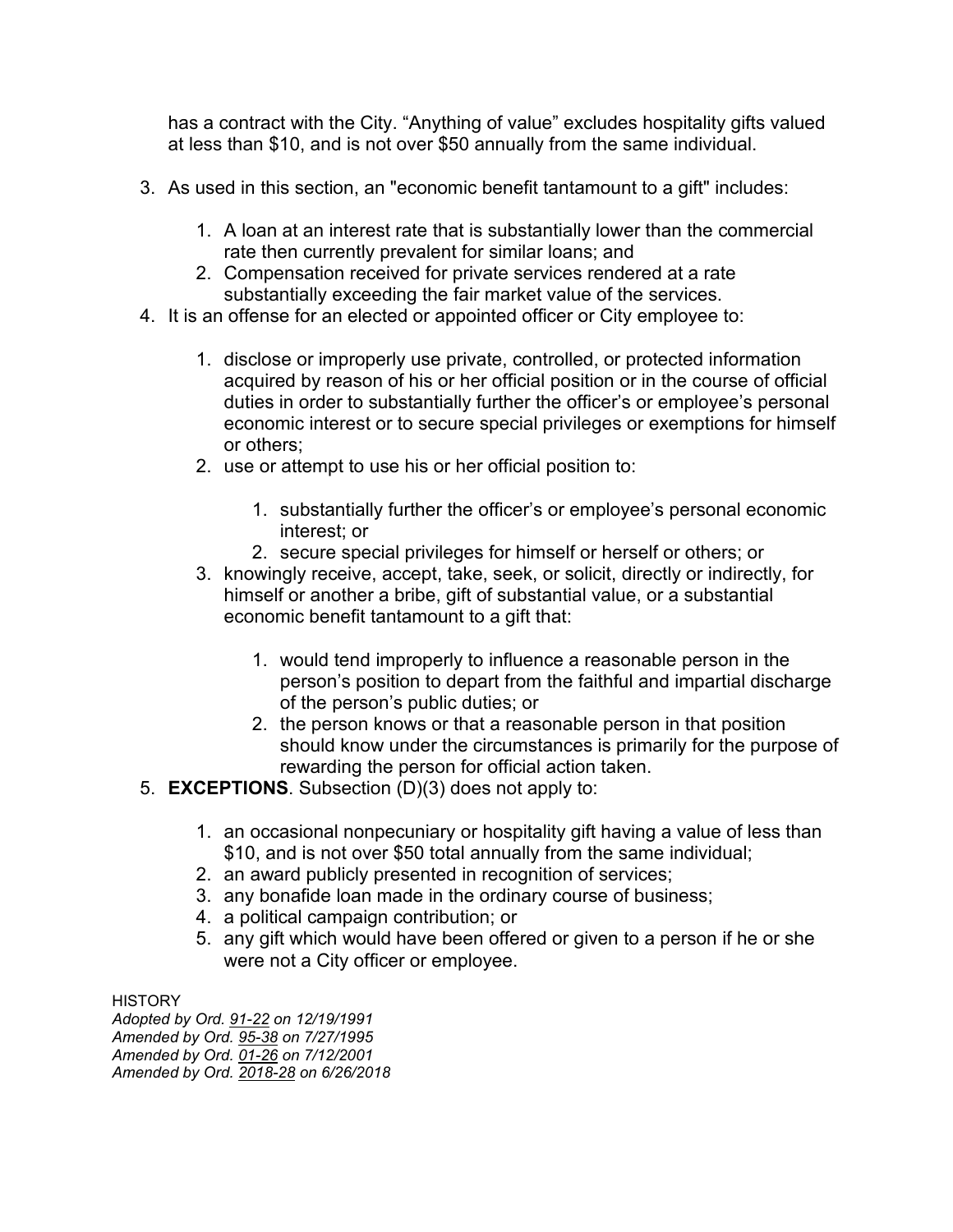has a contract with the City. “Anything of value” excludes hospitality gifts valued at less than $10, and is not over $50 annually from the same individual.

3. As used in this section, an "economic benefit tantamount to a gift" includes:

    1. A loan at an interest rate that is substantially lower than the commercial rate then currently prevalent for similar loans; and
    2. Compensation received for private services rendered at a rate substantially exceeding the fair market value of the services.

4. It is an offense for an elected or appointed officer or City employee to:

    1. disclose or improperly use private, controlled, or protected information acquired by reason of his or her official position or in the course of official duties in order to substantially further the officer’s or employee’s personal economic interest or to secure special privileges or exemptions for himself or others;
    2. use or attempt to use his or her official position to:

        1. substantially further the officer’s or employee’s personal economic interest; or
        2. secure special privileges for himself or herself or others; or

    3. knowingly receive, accept, take, seek, or solicit, directly or indirectly, for himself or another a bribe, gift of substantial value, or a substantial economic benefit tantamount to a gift that:

        1. would tend improperly to influence a reasonable person in the person’s position to depart from the faithful and impartial discharge of the person’s public duties; or
        2. the person knows or that a reasonable person in that position should know under the circumstances is primarily for the purpose of rewarding the person for official action taken.

5. **EXCEPTIONS**. Subsection (D)(3) does not apply to:

    1. an occasional nonpecuniary or hospitality gift having a value of less than $10, and is not over $50 total annually from the same individual;
    2. an award publicly presented in recognition of services;
    3. any bonafide loan made in the ordinary course of business;
    4. a political campaign contribution; or
    5. any gift which would have been offered or given to a person if he or she were not a City officer or employee.

HISTORY
*Adopted by Ord. 91-22 on 12/19/1991*
*Amended by Ord. 95-38 on 7/27/1995*
*Amended by Ord. 01-26 on 7/12/2001*
*Amended by Ord. 2018-28 on 6/26/2018*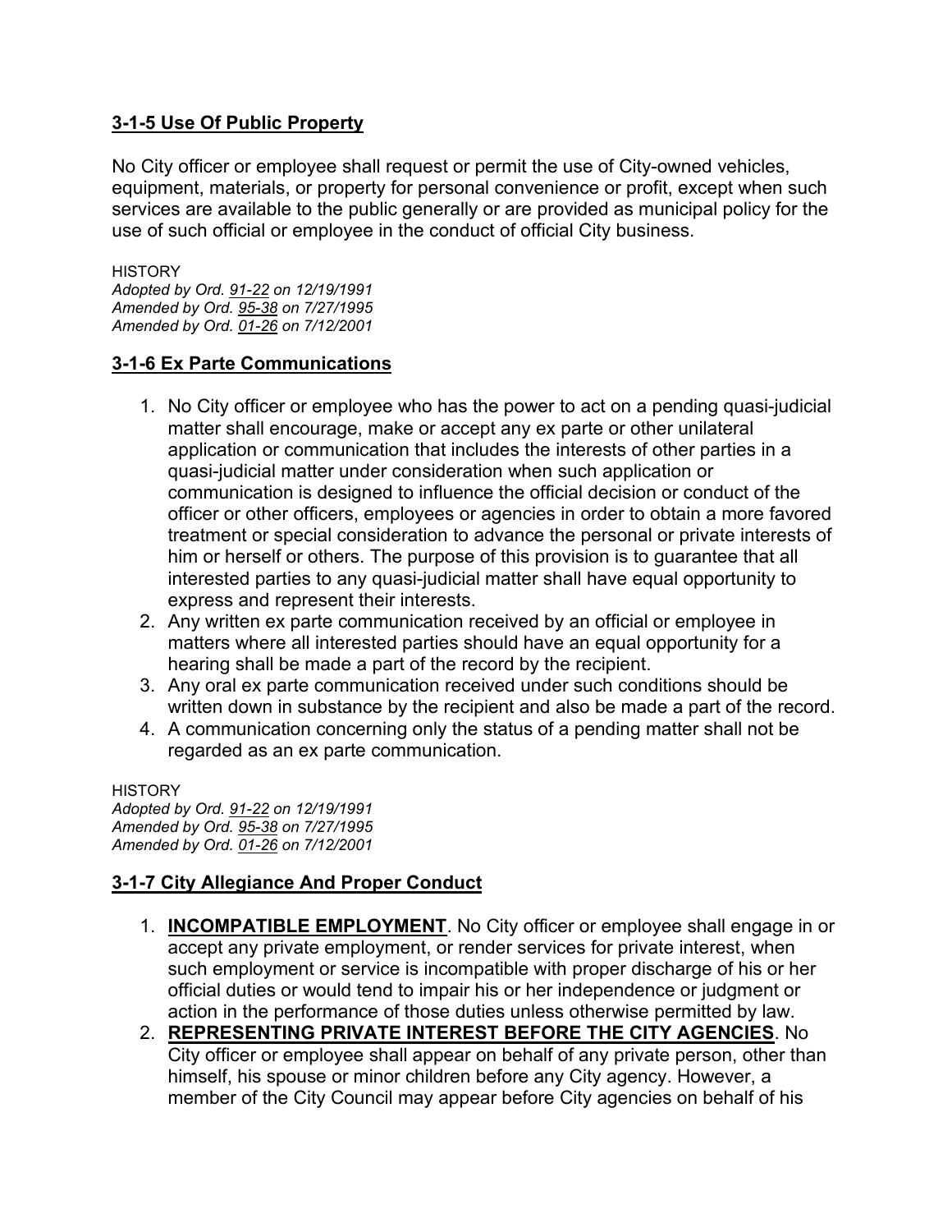## 3-1-5 Use Of Public Property

No City officer or employee shall request or permit the use of City-owned vehicles, equipment, materials, or property for personal convenience or profit, except when such services are available to the public generally or are provided as municipal policy for the use of such official or employee in the conduct of official City business.

HISTORY
*Adopted by Ord. 91-22 on 12/19/1991*
*Amended by Ord. 95-38 on 7/27/1995*
*Amended by Ord. 01-26 on 7/12/2001*

## 3-1-6 Ex Parte Communications

1. No City officer or employee who has the power to act on a pending quasi-judicial matter shall encourage, make or accept any ex parte or other unilateral application or communication that includes the interests of other parties in a quasi-judicial matter under consideration when such application or communication is designed to influence the official decision or conduct of the officer or other officers, employees or agencies in order to obtain a more favored treatment or special consideration to advance the personal or private interests of him or herself or others. The purpose of this provision is to guarantee that all interested parties to any quasi-judicial matter shall have equal opportunity to express and represent their interests.
2. Any written ex parte communication received by an official or employee in matters where all interested parties should have an equal opportunity for a hearing shall be made a part of the record by the recipient.
3. Any oral ex parte communication received under such conditions should be written down in substance by the recipient and also be made a part of the record.
4. A communication concerning only the status of a pending matter shall not be regarded as an ex parte communication.

HISTORY
*Adopted by Ord. 91-22 on 12/19/1991*
*Amended by Ord. 95-38 on 7/27/1995*
*Amended by Ord. 01-26 on 7/12/2001*

## 3-1-7 City Allegiance And Proper Conduct

1. **INCOMPATIBLE EMPLOYMENT**. No City officer or employee shall engage in or accept any private employment, or render services for private interest, when such employment or service is incompatible with proper discharge of his or her official duties or would tend to impair his or her independence or judgment or action in the performance of those duties unless otherwise permitted by law.
2. **REPRESENTING PRIVATE INTEREST BEFORE THE CITY AGENCIES**. No City officer or employee shall appear on behalf of any private person, other than himself, his spouse or minor children before any City agency. However, a member of the City Council may appear before City agencies on behalf of his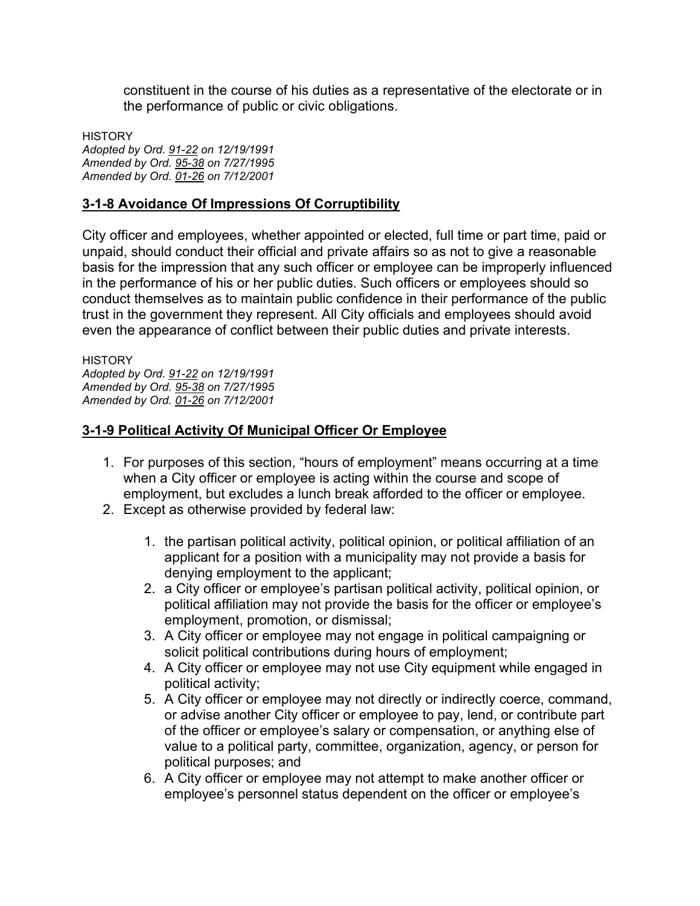constituent in the course of his duties as a representative of the electorate or in the performance of public or civic obligations.

HISTORY
*Adopted by Ord. 91-22 on 12/19/1991*
*Amended by Ord. 95-38 on 7/27/1995*
*Amended by Ord. 01-26 on 7/12/2001*

## 3-1-8 Avoidance Of Impressions Of Corruptibility

City officer and employees, whether appointed or elected, full time or part time, paid or unpaid, should conduct their official and private affairs so as not to give a reasonable basis for the impression that any such officer or employee can be improperly influenced in the performance of his or her public duties. Such officers or employees should so conduct themselves as to maintain public confidence in their performance of the public trust in the government they represent. All City officials and employees should avoid even the appearance of conflict between their public duties and private interests.

HISTORY
*Adopted by Ord. 91-22 on 12/19/1991*
*Amended by Ord. 95-38 on 7/27/1995*
*Amended by Ord. 01-26 on 7/12/2001*

## 3-1-9 Political Activity Of Municipal Officer Or Employee

1. For purposes of this section, “hours of employment” means occurring at a time when a City officer or employee is acting within the course and scope of employment, but excludes a lunch break afforded to the officer or employee.
2. Except as otherwise provided by federal law:
    1. the partisan political activity, political opinion, or political affiliation of an applicant for a position with a municipality may not provide a basis for denying employment to the applicant;
    2. a City officer or employee’s partisan political activity, political opinion, or political affiliation may not provide the basis for the officer or employee’s employment, promotion, or dismissal;
    3. A City officer or employee may not engage in political campaigning or solicit political contributions during hours of employment;
    4. A City officer or employee may not use City equipment while engaged in political activity;
    5. A City officer or employee may not directly or indirectly coerce, command, or advise another City officer or employee to pay, lend, or contribute part of the officer or employee’s salary or compensation, or anything else of value to a political party, committee, organization, agency, or person for political purposes; and
    6. A City officer or employee may not attempt to make another officer or employee’s personnel status dependent on the officer or employee’s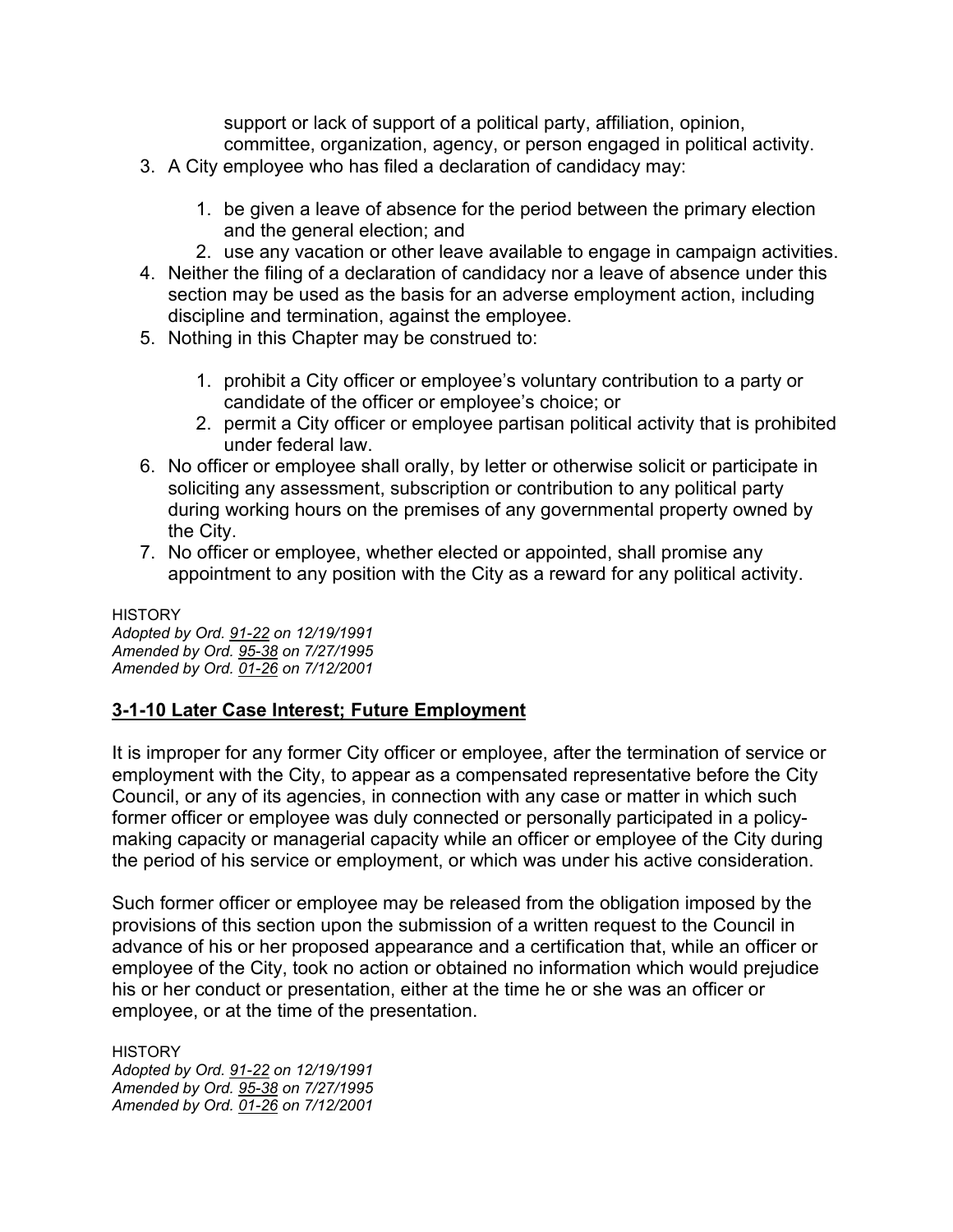support or lack of support of a political party, affiliation, opinion, committee, organization, agency, or person engaged in political activity.

3. A City employee who has filed a declaration of candidacy may:

    1. be given a leave of absence for the period between the primary election and the general election; and
    2. use any vacation or other leave available to engage in campaign activities.

4. Neither the filing of a declaration of candidacy nor a leave of absence under this section may be used as the basis for an adverse employment action, including discipline and termination, against the employee.
5. Nothing in this Chapter may be construed to:

    1. prohibit a City officer or employee's voluntary contribution to a party or candidate of the officer or employee's choice; or
    2. permit a City officer or employee partisan political activity that is prohibited under federal law.

6. No officer or employee shall orally, by letter or otherwise solicit or participate in soliciting any assessment, subscription or contribution to any political party during working hours on the premises of any governmental property owned by the City.
7. No officer or employee, whether elected or appointed, shall promise any appointment to any position with the City as a reward for any political activity.

HISTORY
*Adopted by Ord. 91-22 on 12/19/1991*
*Amended by Ord. 95-38 on 7/27/1995*
*Amended by Ord. 01-26 on 7/12/2001*

## 3-1-10 Later Case Interest; Future Employment

It is improper for any former City officer or employee, after the termination of service or employment with the City, to appear as a compensated representative before the City Council, or any of its agencies, in connection with any case or matter in which such former officer or employee was duly connected or personally participated in a policy-making capacity or managerial capacity while an officer or employee of the City during the period of his service or employment, or which was under his active consideration.

Such former officer or employee may be released from the obligation imposed by the provisions of this section upon the submission of a written request to the Council in advance of his or her proposed appearance and a certification that, while an officer or employee of the City, took no action or obtained no information which would prejudice his or her conduct or presentation, either at the time he or she was an officer or employee, or at the time of the presentation.

HISTORY
*Adopted by Ord. 91-22 on 12/19/1991*
*Amended by Ord. 95-38 on 7/27/1995*
*Amended by Ord. 01-26 on 7/12/2001*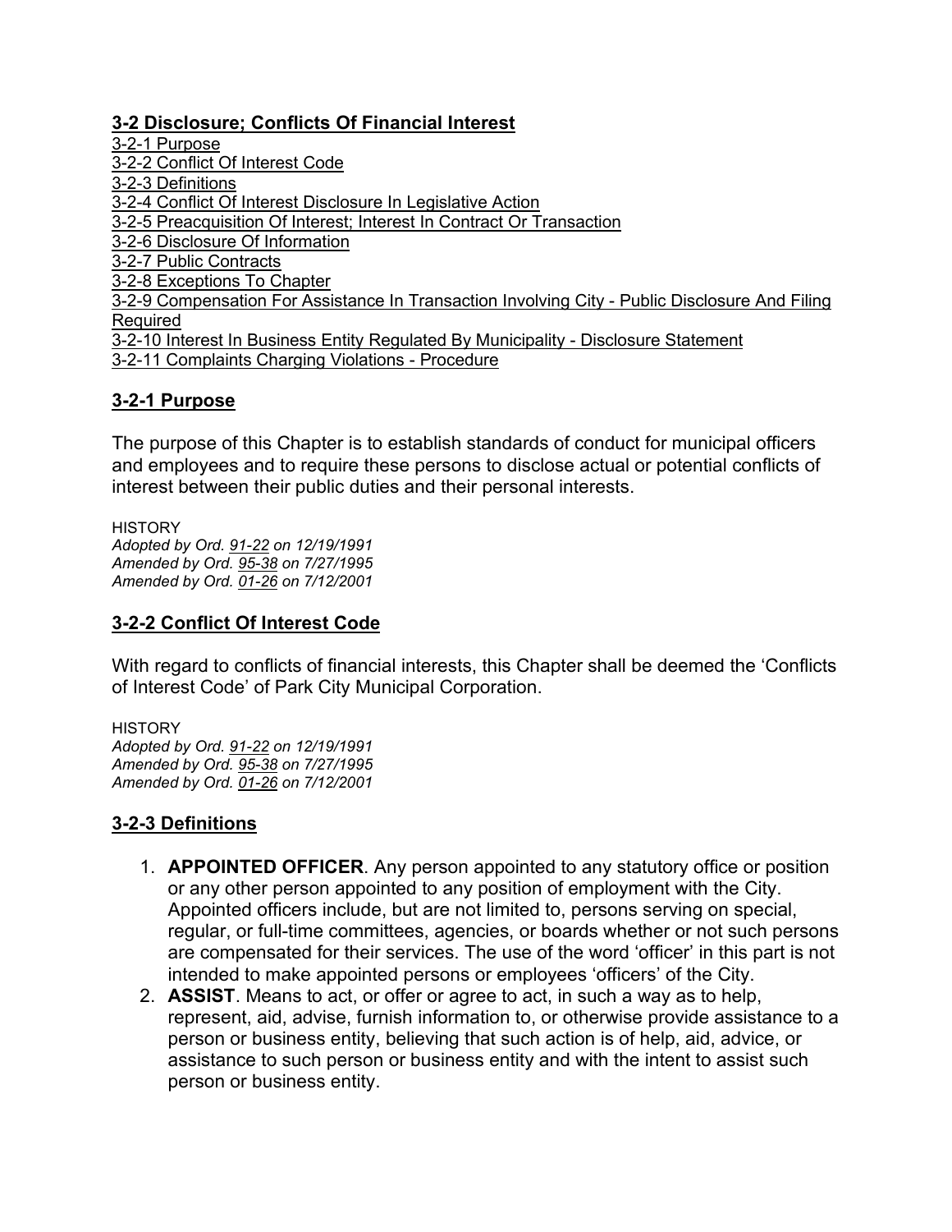## 3-2 Disclosure; Conflicts Of Financial Interest

3-2-1 Purpose
3-2-2 Conflict Of Interest Code
3-2-3 Definitions
3-2-4 Conflict Of Interest Disclosure In Legislative Action
3-2-5 Preacquisition Of Interest; Interest In Contract Or Transaction
3-2-6 Disclosure Of Information
3-2-7 Public Contracts
3-2-8 Exceptions To Chapter
3-2-9 Compensation For Assistance In Transaction Involving City - Public Disclosure And Filing Required
3-2-10 Interest In Business Entity Regulated By Municipality - Disclosure Statement
3-2-11 Complaints Charging Violations - Procedure

### 3-2-1 Purpose

The purpose of this Chapter is to establish standards of conduct for municipal officers and employees and to require these persons to disclose actual or potential conflicts of interest between their public duties and their personal interests.

HISTORY
*Adopted by Ord. 91-22 on 12/19/1991*
*Amended by Ord. 95-38 on 7/27/1995*
*Amended by Ord. 01-26 on 7/12/2001*

### 3-2-2 Conflict Of Interest Code

With regard to conflicts of financial interests, this Chapter shall be deemed the 'Conflicts of Interest Code' of Park City Municipal Corporation.

HISTORY
*Adopted by Ord. 91-22 on 12/19/1991*
*Amended by Ord. 95-38 on 7/27/1995*
*Amended by Ord. 01-26 on 7/12/2001*

### 3-2-3 Definitions

1. **APPOINTED OFFICER**. Any person appointed to any statutory office or position or any other person appointed to any position of employment with the City. Appointed officers include, but are not limited to, persons serving on special, regular, or full-time committees, agencies, or boards whether or not such persons are compensated for their services. The use of the word 'officer' in this part is not intended to make appointed persons or employees 'officers' of the City.
2. **ASSIST**. Means to act, or offer or agree to act, in such a way as to help, represent, aid, advise, furnish information to, or otherwise provide assistance to a person or business entity, believing that such action is of help, aid, advice, or assistance to such person or business entity and with the intent to assist such person or business entity.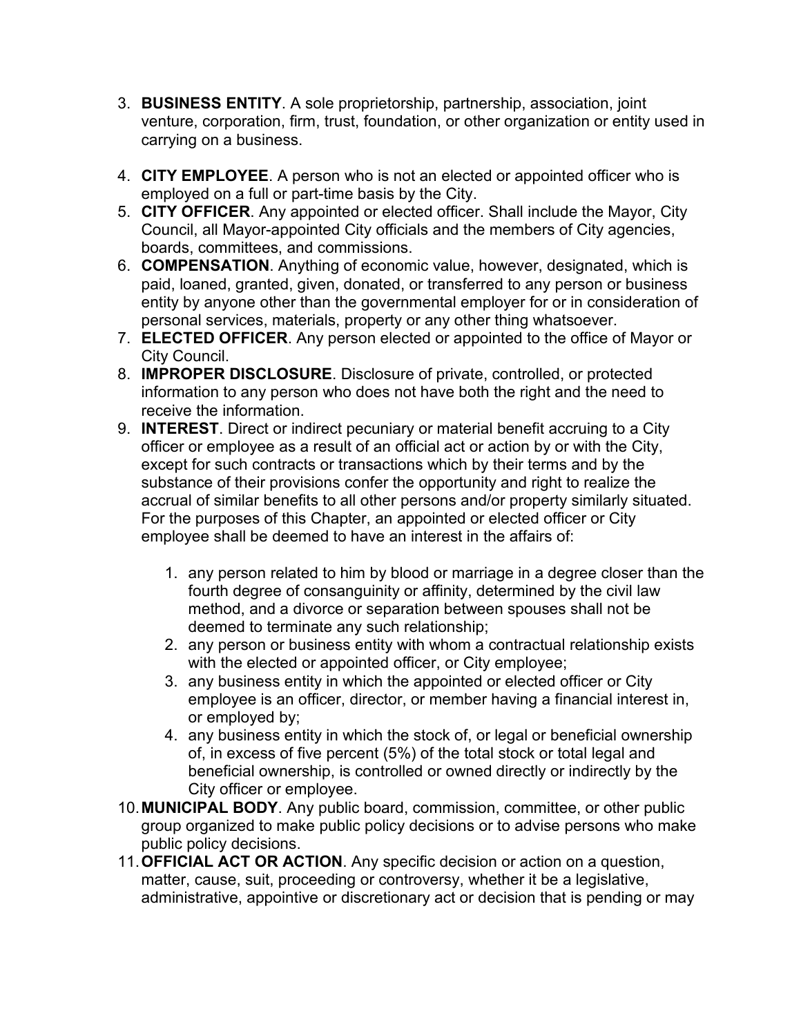3. **BUSINESS ENTITY**. A sole proprietorship, partnership, association, joint venture, corporation, firm, trust, foundation, or other organization or entity used in carrying on a business.
4. **CITY EMPLOYEE**. A person who is not an elected or appointed officer who is employed on a full or part-time basis by the City.
5. **CITY OFFICER**. Any appointed or elected officer. Shall include the Mayor, City Council, all Mayor-appointed City officials and the members of City agencies, boards, committees, and commissions.
6. **COMPENSATION**. Anything of economic value, however, designated, which is paid, loaned, granted, given, donated, or transferred to any person or business entity by anyone other than the governmental employer for or in consideration of personal services, materials, property or any other thing whatsoever.
7. **ELECTED OFFICER**. Any person elected or appointed to the office of Mayor or City Council.
8. **IMPROPER DISCLOSURE**. Disclosure of private, controlled, or protected information to any person who does not have both the right and the need to receive the information.
9. **INTEREST**. Direct or indirect pecuniary or material benefit accruing to a City officer or employee as a result of an official act or action by or with the City, except for such contracts or transactions which by their terms and by the substance of their provisions confer the opportunity and right to realize the accrual of similar benefits to all other persons and/or property similarly situated. For the purposes of this Chapter, an appointed or elected officer or City employee shall be deemed to have an interest in the affairs of:
    1. any person related to him by blood or marriage in a degree closer than the fourth degree of consanguinity or affinity, determined by the civil law method, and a divorce or separation between spouses shall not be deemed to terminate any such relationship;
    2. any person or business entity with whom a contractual relationship exists with the elected or appointed officer, or City employee;
    3. any business entity in which the appointed or elected officer or City employee is an officer, director, or member having a financial interest in, or employed by;
    4. any business entity in which the stock of, or legal or beneficial ownership of, in excess of five percent (5%) of the total stock or total legal and beneficial ownership, is controlled or owned directly or indirectly by the City officer or employee.
10. **MUNICIPAL BODY**. Any public board, commission, committee, or other public group organized to make public policy decisions or to advise persons who make public policy decisions.
11. **OFFICIAL ACT OR ACTION**. Any specific decision or action on a question, matter, cause, suit, proceeding or controversy, whether it be a legislative, administrative, appointive or discretionary act or decision that is pending or may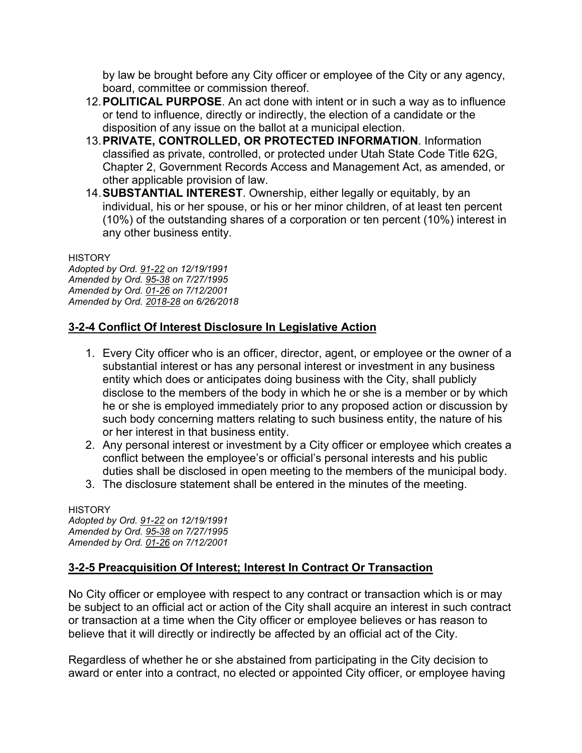by law be brought before any City officer or employee of the City or any agency, board, committee or commission thereof.

12. **POLITICAL PURPOSE**. An act done with intent or in such a way as to influence or tend to influence, directly or indirectly, the election of a candidate or the disposition of any issue on the ballot at a municipal election.
13. **PRIVATE, CONTROLLED, OR PROTECTED INFORMATION**. Information classified as private, controlled, or protected under Utah State Code Title 62G, Chapter 2, Government Records Access and Management Act, as amended, or other applicable provision of law.
14. **SUBSTANTIAL INTEREST**. Ownership, either legally or equitably, by an individual, his or her spouse, or his or her minor children, of at least ten percent (10%) of the outstanding shares of a corporation or ten percent (10%) interest in any other business entity.

HISTORY
*Adopted by Ord. 91-22 on 12/19/1991*
*Amended by Ord. 95-38 on 7/27/1995*
*Amended by Ord. 01-26 on 7/12/2001*
*Amended by Ord. 2018-28 on 6/26/2018*

## 3-2-4 Conflict Of Interest Disclosure In Legislative Action

1. Every City officer who is an officer, director, agent, or employee or the owner of a substantial interest or has any personal interest or investment in any business entity which does or anticipates doing business with the City, shall publicly disclose to the members of the body in which he or she is a member or by which he or she is employed immediately prior to any proposed action or discussion by such body concerning matters relating to such business entity, the nature of his or her interest in that business entity.
2. Any personal interest or investment by a City officer or employee which creates a conflict between the employee's or official's personal interests and his public duties shall be disclosed in open meeting to the members of the municipal body.
3. The disclosure statement shall be entered in the minutes of the meeting.

HISTORY
*Adopted by Ord. 91-22 on 12/19/1991*
*Amended by Ord. 95-38 on 7/27/1995*
*Amended by Ord. 01-26 on 7/12/2001*

## 3-2-5 Preacquisition Of Interest; Interest In Contract Or Transaction

No City officer or employee with respect to any contract or transaction which is or may be subject to an official act or action of the City shall acquire an interest in such contract or transaction at a time when the City officer or employee believes or has reason to believe that it will directly or indirectly be affected by an official act of the City.

Regardless of whether he or she abstained from participating in the City decision to award or enter into a contract, no elected or appointed City officer, or employee having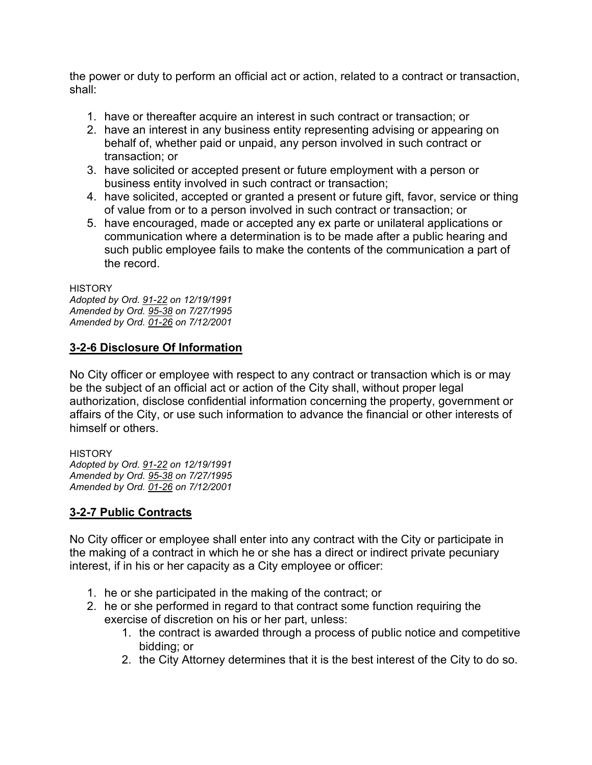the power or duty to perform an official act or action, related to a contract or transaction, shall:

1. have or thereafter acquire an interest in such contract or transaction; or
2. have an interest in any business entity representing advising or appearing on behalf of, whether paid or unpaid, any person involved in such contract or transaction; or
3. have solicited or accepted present or future employment with a person or business entity involved in such contract or transaction;
4. have solicited, accepted or granted a present or future gift, favor, service or thing of value from or to a person involved in such contract or transaction; or
5. have encouraged, made or accepted any ex parte or unilateral applications or communication where a determination is to be made after a public hearing and such public employee fails to make the contents of the communication a part of the record.

HISTORY
*Adopted by Ord. 91-22 on 12/19/1991*
*Amended by Ord. 95-38 on 7/27/1995*
*Amended by Ord. 01-26 on 7/12/2001*

## 3-2-6 Disclosure Of Information

No City officer or employee with respect to any contract or transaction which is or may be the subject of an official act or action of the City shall, without proper legal authorization, disclose confidential information concerning the property, government or affairs of the City, or use such information to advance the financial or other interests of himself or others.

HISTORY
*Adopted by Ord. 91-22 on 12/19/1991*
*Amended by Ord. 95-38 on 7/27/1995*
*Amended by Ord. 01-26 on 7/12/2001*

## 3-2-7 Public Contracts

No City officer or employee shall enter into any contract with the City or participate in the making of a contract in which he or she has a direct or indirect private pecuniary interest, if in his or her capacity as a City employee or officer:

1. he or she participated in the making of the contract; or
2. he or she performed in regard to that contract some function requiring the exercise of discretion on his or her part, unless:
   1. the contract is awarded through a process of public notice and competitive bidding; or
   2. the City Attorney determines that it is the best interest of the City to do so.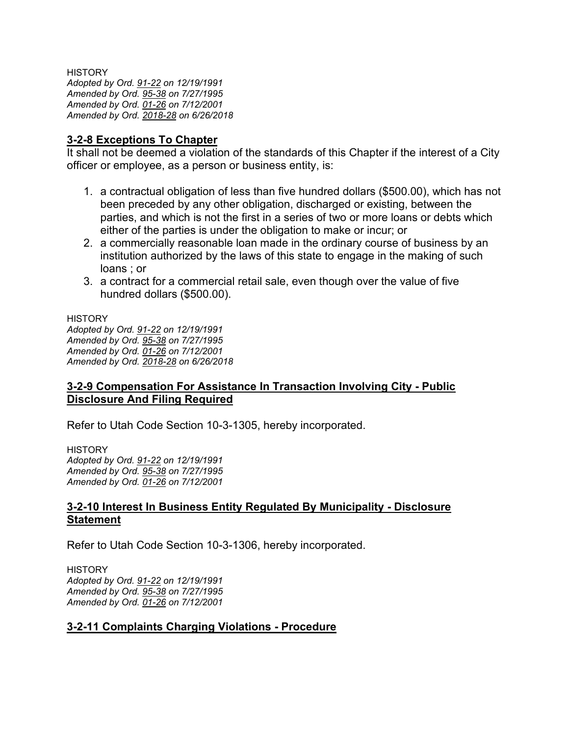HISTORY
*Adopted by Ord. 91-22 on 12/19/1991*
*Amended by Ord. 95-38 on 7/27/1995*
*Amended by Ord. 01-26 on 7/12/2001*
*Amended by Ord. 2018-28 on 6/26/2018*

### 3-2-8 Exceptions To Chapter

It shall not be deemed a violation of the standards of this Chapter if the interest of a City officer or employee, as a person or business entity, is:

1. a contractual obligation of less than five hundred dollars ($500.00), which has not been preceded by any other obligation, discharged or existing, between the parties, and which is not the first in a series of two or more loans or debts which either of the parties is under the obligation to make or incur; or
2. a commercially reasonable loan made in the ordinary course of business by an institution authorized by the laws of this state to engage in the making of such loans ; or
3. a contract for a commercial retail sale, even though over the value of five hundred dollars ($500.00).

HISTORY
*Adopted by Ord. 91-22 on 12/19/1991*
*Amended by Ord. 95-38 on 7/27/1995*
*Amended by Ord. 01-26 on 7/12/2001*
*Amended by Ord. 2018-28 on 6/26/2018*

### 3-2-9 Compensation For Assistance In Transaction Involving City - Public Disclosure And Filing Required

Refer to Utah Code Section 10-3-1305, hereby incorporated.

HISTORY
*Adopted by Ord. 91-22 on 12/19/1991*
*Amended by Ord. 95-38 on 7/27/1995*
*Amended by Ord. 01-26 on 7/12/2001*

### 3-2-10 Interest In Business Entity Regulated By Municipality - Disclosure Statement

Refer to Utah Code Section 10-3-1306, hereby incorporated.

HISTORY
*Adopted by Ord. 91-22 on 12/19/1991*
*Amended by Ord. 95-38 on 7/27/1995*
*Amended by Ord. 01-26 on 7/12/2001*

### 3-2-11 Complaints Charging Violations - Procedure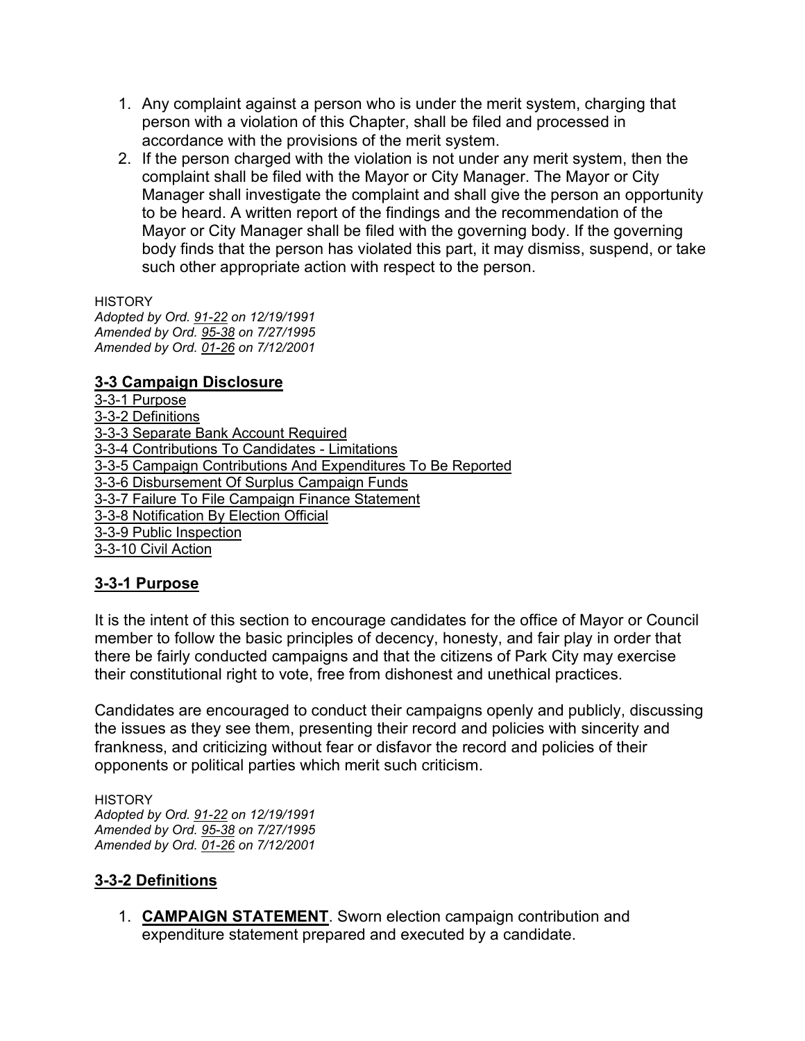1. Any complaint against a person who is under the merit system, charging that person with a violation of this Chapter, shall be filed and processed in accordance with the provisions of the merit system.
2. If the person charged with the violation is not under any merit system, then the complaint shall be filed with the Mayor or City Manager. The Mayor or City Manager shall investigate the complaint and shall give the person an opportunity to be heard. A written report of the findings and the recommendation of the Mayor or City Manager shall be filed with the governing body. If the governing body finds that the person has violated this part, it may dismiss, suspend, or take such other appropriate action with respect to the person.

HISTORY
*Adopted by Ord. 91-22 on 12/19/1991*
*Amended by Ord. 95-38 on 7/27/1995*
*Amended by Ord. 01-26 on 7/12/2001*

## 3-3 Campaign Disclosure

3-3-1 Purpose
3-3-2 Definitions
3-3-3 Separate Bank Account Required
3-3-4 Contributions To Candidates - Limitations
3-3-5 Campaign Contributions And Expenditures To Be Reported
3-3-6 Disbursement Of Surplus Campaign Funds
3-3-7 Failure To File Campaign Finance Statement
3-3-8 Notification By Election Official
3-3-9 Public Inspection
3-3-10 Civil Action

### 3-3-1 Purpose

It is the intent of this section to encourage candidates for the office of Mayor or Council member to follow the basic principles of decency, honesty, and fair play in order that there be fairly conducted campaigns and that the citizens of Park City may exercise their constitutional right to vote, free from dishonest and unethical practices.

Candidates are encouraged to conduct their campaigns openly and publicly, discussing the issues as they see them, presenting their record and policies with sincerity and frankness, and criticizing without fear or disfavor the record and policies of their opponents or political parties which merit such criticism.

HISTORY
*Adopted by Ord. 91-22 on 12/19/1991*
*Amended by Ord. 95-38 on 7/27/1995*
*Amended by Ord. 01-26 on 7/12/2001*

### 3-3-2 Definitions

1. **CAMPAIGN STATEMENT**. Sworn election campaign contribution and expenditure statement prepared and executed by a candidate.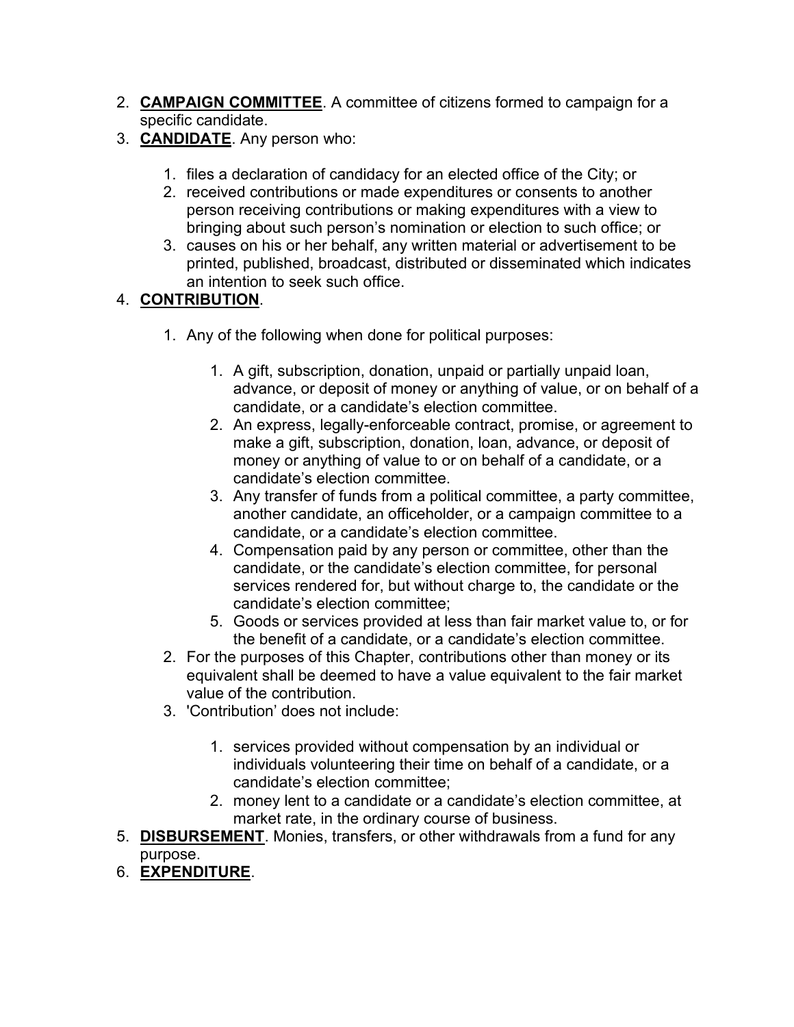2. **CAMPAIGN COMMITTEE**. A committee of citizens formed to campaign for a specific candidate.
3. **CANDIDATE**. Any person who:

    1. files a declaration of candidacy for an elected office of the City; or
    2. received contributions or made expenditures or consents to another person receiving contributions or making expenditures with a view to bringing about such person's nomination or election to such office; or
    3. causes on his or her behalf, any written material or advertisement to be printed, published, broadcast, distributed or disseminated which indicates an intention to seek such office.

4. **CONTRIBUTION**.

    1. Any of the following when done for political purposes:

        1. A gift, subscription, donation, unpaid or partially unpaid loan, advance, or deposit of money or anything of value, or on behalf of a candidate, or a candidate's election committee.
        2. An express, legally-enforceable contract, promise, or agreement to make a gift, subscription, donation, loan, advance, or deposit of money or anything of value to or on behalf of a candidate, or a candidate's election committee.
        3. Any transfer of funds from a political committee, a party committee, another candidate, an officeholder, or a campaign committee to a candidate, or a candidate's election committee.
        4. Compensation paid by any person or committee, other than the candidate, or the candidate's election committee, for personal services rendered for, but without charge to, the candidate or the candidate's election committee;
        5. Goods or services provided at less than fair market value to, or for the benefit of a candidate, or a candidate's election committee.

    2. For the purposes of this Chapter, contributions other than money or its equivalent shall be deemed to have a value equivalent to the fair market value of the contribution.
    3. 'Contribution' does not include:

        1. services provided without compensation by an individual or individuals volunteering their time on behalf of a candidate, or a candidate's election committee;
        2. money lent to a candidate or a candidate's election committee, at market rate, in the ordinary course of business.

5. **DISBURSEMENT**. Monies, transfers, or other withdrawals from a fund for any purpose.
6. **EXPENDITURE**.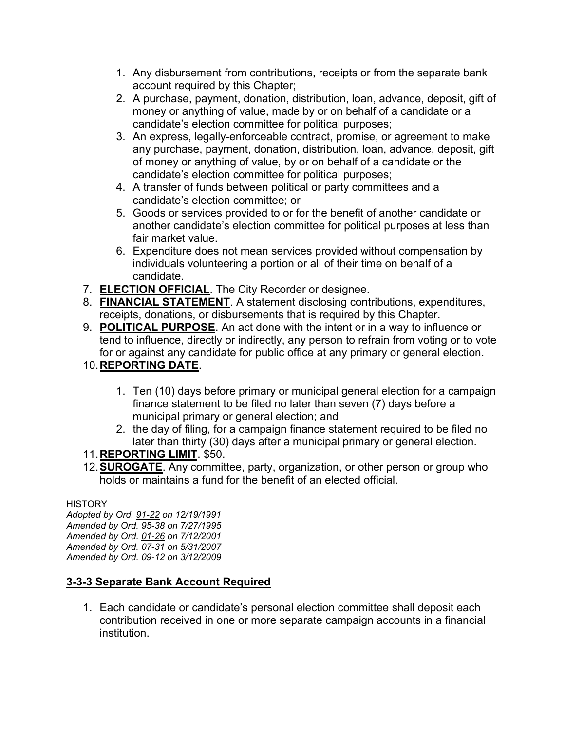1. Any disbursement from contributions, receipts or from the separate bank account required by this Chapter;
2. A purchase, payment, donation, distribution, loan, advance, deposit, gift of money or anything of value, made by or on behalf of a candidate or a candidate's election committee for political purposes;
3. An express, legally-enforceable contract, promise, or agreement to make any purchase, payment, donation, distribution, loan, advance, deposit, gift of money or anything of value, by or on behalf of a candidate or the candidate's election committee for political purposes;
4. A transfer of funds between political or party committees and a candidate's election committee; or
5. Goods or services provided to or for the benefit of another candidate or another candidate's election committee for political purposes at less than fair market value.
6. Expenditure does not mean services provided without compensation by individuals volunteering a portion or all of their time on behalf of a candidate.

7. **ELECTION OFFICIAL**. The City Recorder or designee.
8. **FINANCIAL STATEMENT**. A statement disclosing contributions, expenditures, receipts, donations, or disbursements that is required by this Chapter.
9. **POLITICAL PURPOSE**. An act done with the intent or in a way to influence or tend to influence, directly or indirectly, any person to refrain from voting or to vote for or against any candidate for public office at any primary or general election.
10. **REPORTING DATE**.
    1. Ten (10) days before primary or municipal general election for a campaign finance statement to be filed no later than seven (7) days before a municipal primary or general election; and
    2. the day of filing, for a campaign finance statement required to be filed no later than thirty (30) days after a municipal primary or general election.
11. **REPORTING LIMIT**. $50.
12. **SUROGATE**. Any committee, party, organization, or other person or group who holds or maintains a fund for the benefit of an elected official.

HISTORY
*Adopted by Ord. 91-22 on 12/19/1991*
*Amended by Ord. 95-38 on 7/27/1995*
*Amended by Ord. 01-26 on 7/12/2001*
*Amended by Ord. 07-31 on 5/31/2007*
*Amended by Ord. 09-12 on 3/12/2009*

### 3-3-3 Separate Bank Account Required

1. Each candidate or candidate's personal election committee shall deposit each contribution received in one or more separate campaign accounts in a financial institution.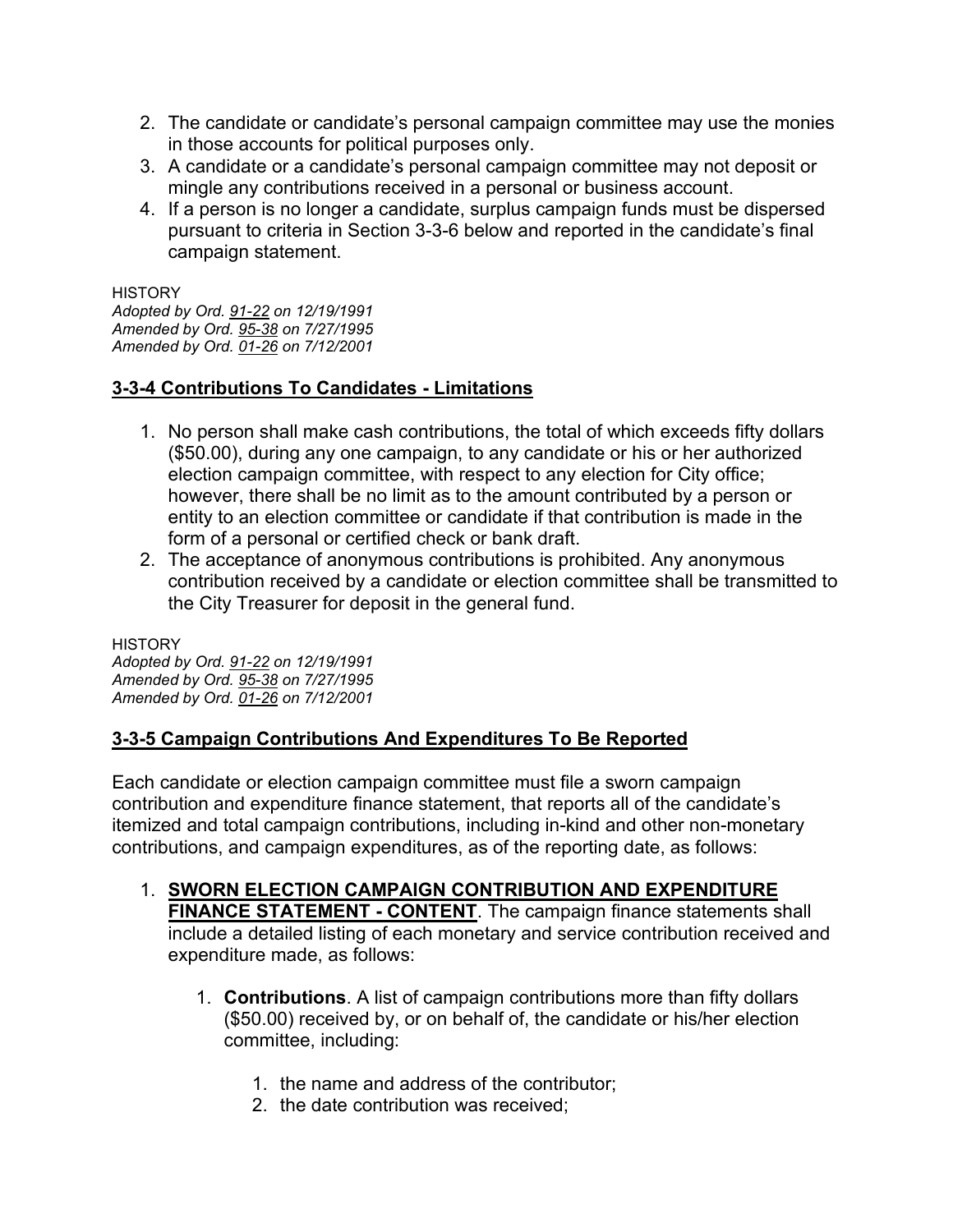2. The candidate or candidate’s personal campaign committee may use the monies in those accounts for political purposes only.
3. A candidate or a candidate’s personal campaign committee may not deposit or mingle any contributions received in a personal or business account.
4. If a person is no longer a candidate, surplus campaign funds must be dispersed pursuant to criteria in Section 3-3-6 below and reported in the candidate’s final campaign statement.

HISTORY
*Adopted by Ord. 91-22 on 12/19/1991*
*Amended by Ord. 95-38 on 7/27/1995*
*Amended by Ord. 01-26 on 7/12/2001*

### 3-3-4 Contributions To Candidates - Limitations

1. No person shall make cash contributions, the total of which exceeds fifty dollars ($50.00), during any one campaign, to any candidate or his or her authorized election campaign committee, with respect to any election for City office; however, there shall be no limit as to the amount contributed by a person or entity to an election committee or candidate if that contribution is made in the form of a personal or certified check or bank draft.
2. The acceptance of anonymous contributions is prohibited. Any anonymous contribution received by a candidate or election committee shall be transmitted to the City Treasurer for deposit in the general fund.

HISTORY
*Adopted by Ord. 91-22 on 12/19/1991*
*Amended by Ord. 95-38 on 7/27/1995*
*Amended by Ord. 01-26 on 7/12/2001*

### 3-3-5 Campaign Contributions And Expenditures To Be Reported

Each candidate or election campaign committee must file a sworn campaign contribution and expenditure finance statement, that reports all of the candidate’s itemized and total campaign contributions, including in-kind and other non-monetary contributions, and campaign expenditures, as of the reporting date, as follows:

1. **SWORN ELECTION CAMPAIGN CONTRIBUTION AND EXPENDITURE FINANCE STATEMENT - CONTENT**. The campaign finance statements shall include a detailed listing of each monetary and service contribution received and expenditure made, as follows:
    1. **Contributions**. A list of campaign contributions more than fifty dollars ($50.00) received by, or on behalf of, the candidate or his/her election committee, including:
        1. the name and address of the contributor;
        2. the date contribution was received;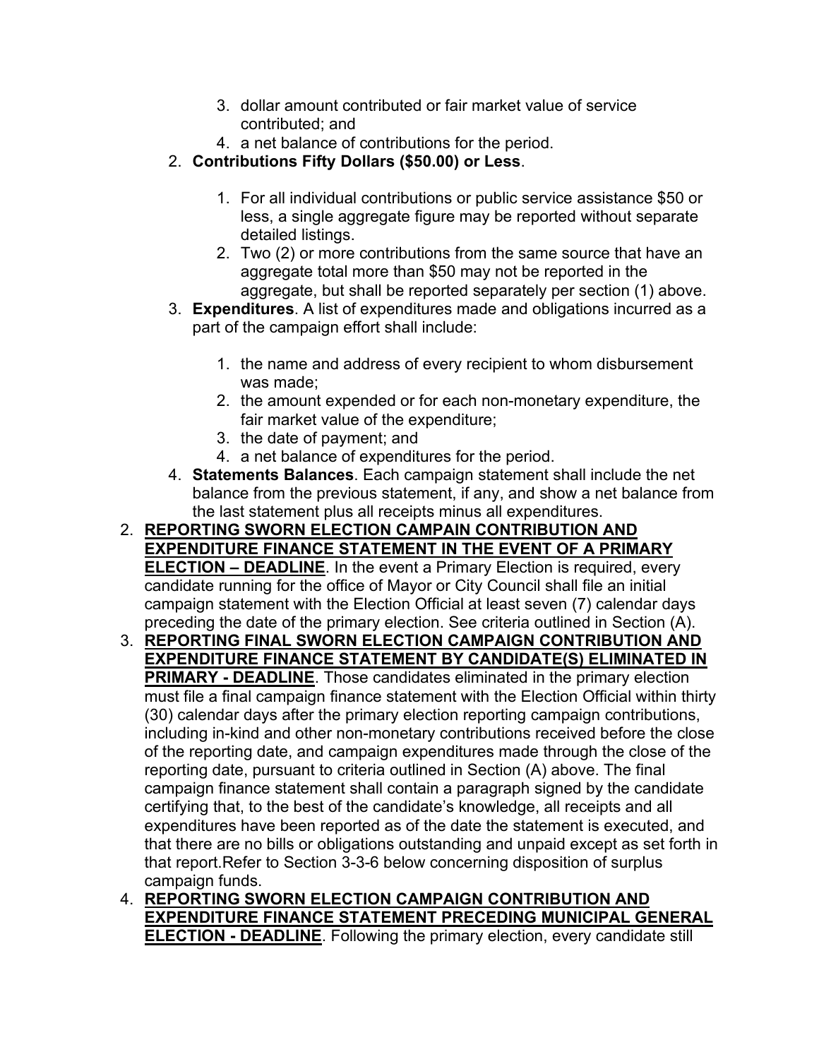3. dollar amount contributed or fair market value of service contributed; and
   4. a net balance of contributions for the period.
2. **Contributions Fifty Dollars ($50.00) or Less**.
   1. For all individual contributions or public service assistance $50 or less, a single aggregate figure may be reported without separate detailed listings.
   2. Two (2) or more contributions from the same source that have an aggregate total more than $50 may not be reported in the aggregate, but shall be reported separately per section (1) above.
3. **Expenditures**. A list of expenditures made and obligations incurred as a part of the campaign effort shall include:
   1. the name and address of every recipient to whom disbursement was made;
   2. the amount expended or for each non-monetary expenditure, the fair market value of the expenditure;
   3. the date of payment; and
   4. a net balance of expenditures for the period.
4. **Statements Balances**. Each campaign statement shall include the net balance from the previous statement, if any, and show a net balance from the last statement plus all receipts minus all expenditures.

2. **<u>REPORTING SWORN ELECTION CAMPAIN CONTRIBUTION AND EXPENDITURE FINANCE STATEMENT IN THE EVENT OF A PRIMARY ELECTION – DEADLINE</u>**. In the event a Primary Election is required, every candidate running for the office of Mayor or City Council shall file an initial campaign statement with the Election Official at least seven (7) calendar days preceding the date of the primary election. See criteria outlined in Section (A).
3. **<u>REPORTING FINAL SWORN ELECTION CAMPAIGN CONTRIBUTION AND EXPENDITURE FINANCE STATEMENT BY CANDIDATE(S) ELIMINATED IN PRIMARY - DEADLINE</u>**. Those candidates eliminated in the primary election must file a final campaign finance statement with the Election Official within thirty (30) calendar days after the primary election reporting campaign contributions, including in-kind and other non-monetary contributions received before the close of the reporting date, and campaign expenditures made through the close of the reporting date, pursuant to criteria outlined in Section (A) above. The final campaign finance statement shall contain a paragraph signed by the candidate certifying that, to the best of the candidate's knowledge, all receipts and all expenditures have been reported as of the date the statement is executed, and that there are no bills or obligations outstanding and unpaid except as set forth in that report.Refer to Section 3-3-6 below concerning disposition of surplus campaign funds.
4. **<u>REPORTING SWORN ELECTION CAMPAIGN CONTRIBUTION AND EXPENDITURE FINANCE STATEMENT PRECEDING MUNICIPAL GENERAL ELECTION - DEADLINE</u>**. Following the primary election, every candidate still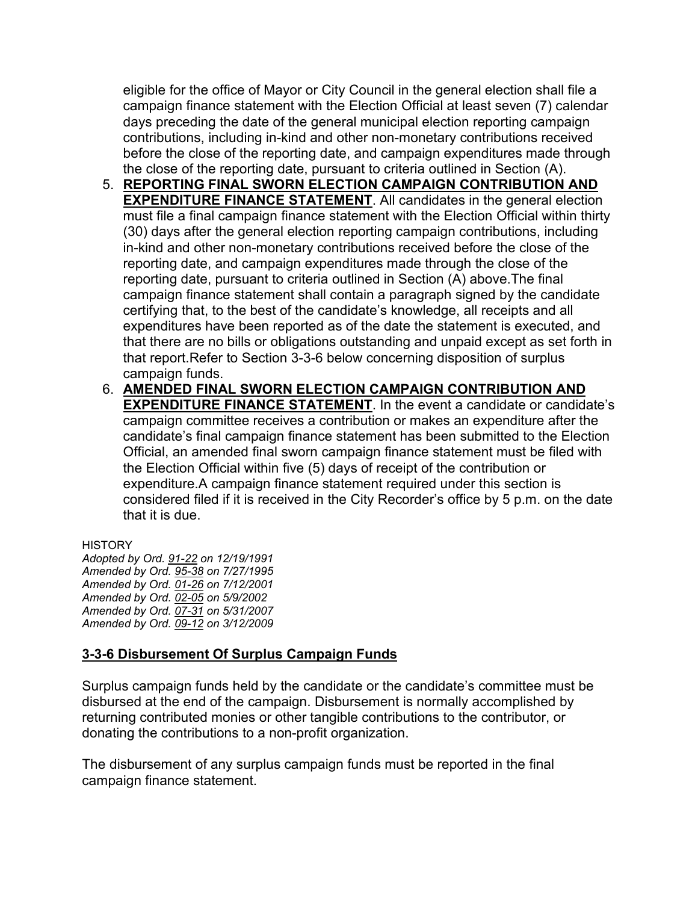eligible for the office of Mayor or City Council in the general election shall file a campaign finance statement with the Election Official at least seven (7) calendar days preceding the date of the general municipal election reporting campaign contributions, including in-kind and other non-monetary contributions received before the close of the reporting date, and campaign expenditures made through the close of the reporting date, pursuant to criteria outlined in Section (A).

5. **REPORTING FINAL SWORN ELECTION CAMPAIGN CONTRIBUTION AND EXPENDITURE FINANCE STATEMENT**. All candidates in the general election must file a final campaign finance statement with the Election Official within thirty (30) days after the general election reporting campaign contributions, including in-kind and other non-monetary contributions received before the close of the reporting date, and campaign expenditures made through the close of the reporting date, pursuant to criteria outlined in Section (A) above.The final campaign finance statement shall contain a paragraph signed by the candidate certifying that, to the best of the candidate's knowledge, all receipts and all expenditures have been reported as of the date the statement is executed, and that there are no bills or obligations outstanding and unpaid except as set forth in that report.Refer to Section 3-3-6 below concerning disposition of surplus campaign funds.
6. **AMENDED FINAL SWORN ELECTION CAMPAIGN CONTRIBUTION AND EXPENDITURE FINANCE STATEMENT**. In the event a candidate or candidate's campaign committee receives a contribution or makes an expenditure after the candidate's final campaign finance statement has been submitted to the Election Official, an amended final sworn campaign finance statement must be filed with the Election Official within five (5) days of receipt of the contribution or expenditure.A campaign finance statement required under this section is considered filed if it is received in the City Recorder's office by 5 p.m. on the date that it is due.

HISTORY
*Adopted by Ord. 91-22 on 12/19/1991*
*Amended by Ord. 95-38 on 7/27/1995*
*Amended by Ord. 01-26 on 7/12/2001*
*Amended by Ord. 02-05 on 5/9/2002*
*Amended by Ord. 07-31 on 5/31/2007*
*Amended by Ord. 09-12 on 3/12/2009*

## 3-3-6 Disbursement Of Surplus Campaign Funds

Surplus campaign funds held by the candidate or the candidate's committee must be disbursed at the end of the campaign. Disbursement is normally accomplished by returning contributed monies or other tangible contributions to the contributor, or donating the contributions to a non-profit organization.

The disbursement of any surplus campaign funds must be reported in the final campaign finance statement.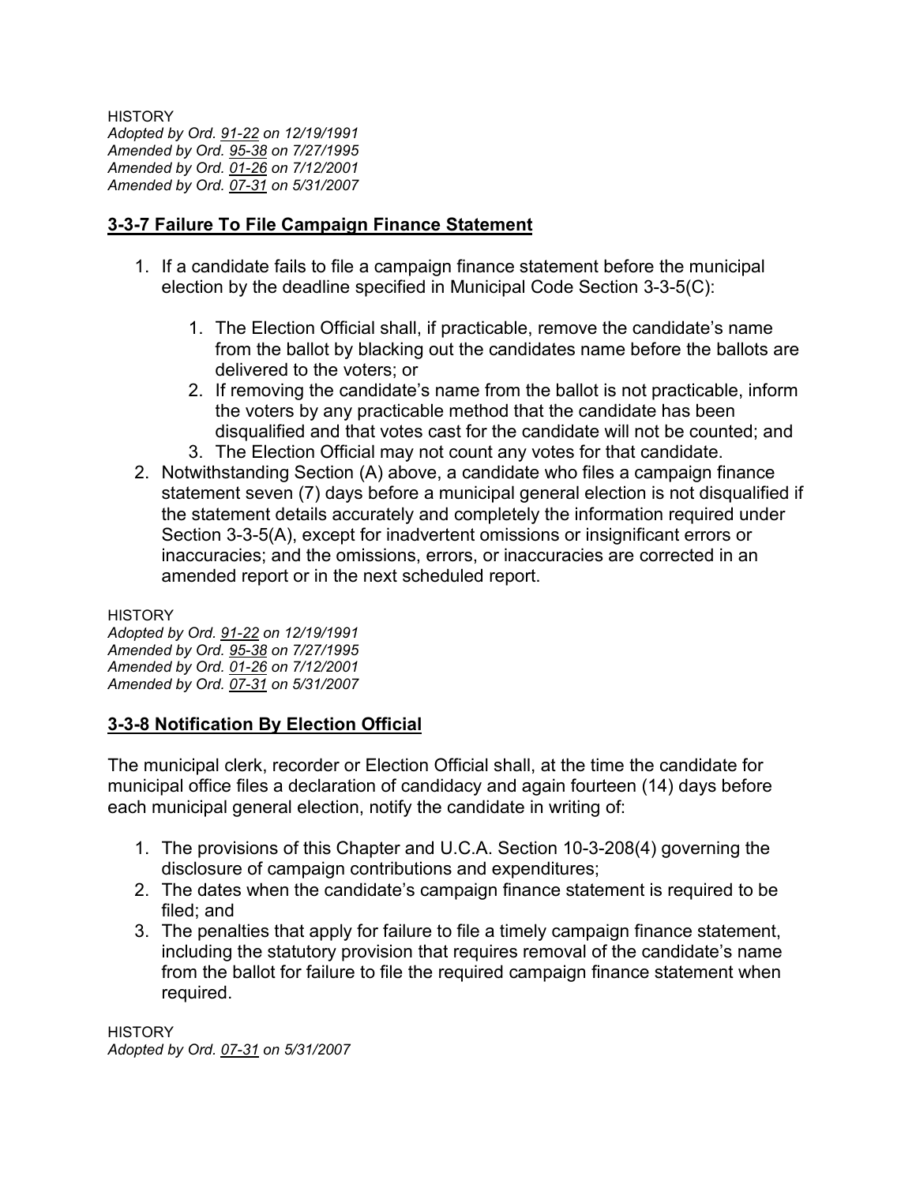HISTORY
*Adopted by Ord. 91-22 on 12/19/1991*
*Amended by Ord. 95-38 on 7/27/1995*
*Amended by Ord. 01-26 on 7/12/2001*
*Amended by Ord. 07-31 on 5/31/2007*

## 3-3-7 Failure To File Campaign Finance Statement

1. If a candidate fails to file a campaign finance statement before the municipal election by the deadline specified in Municipal Code Section 3-3-5(C):
    1. The Election Official shall, if practicable, remove the candidate's name from the ballot by blacking out the candidates name before the ballots are delivered to the voters; or
    2. If removing the candidate's name from the ballot is not practicable, inform the voters by any practicable method that the candidate has been disqualified and that votes cast for the candidate will not be counted; and
    3. The Election Official may not count any votes for that candidate.
2. Notwithstanding Section (A) above, a candidate who files a campaign finance statement seven (7) days before a municipal general election is not disqualified if the statement details accurately and completely the information required under Section 3-3-5(A), except for inadvertent omissions or insignificant errors or inaccuracies; and the omissions, errors, or inaccuracies are corrected in an amended report or in the next scheduled report.

HISTORY
*Adopted by Ord. 91-22 on 12/19/1991*
*Amended by Ord. 95-38 on 7/27/1995*
*Amended by Ord. 01-26 on 7/12/2001*
*Amended by Ord. 07-31 on 5/31/2007*

## 3-3-8 Notification By Election Official

The municipal clerk, recorder or Election Official shall, at the time the candidate for municipal office files a declaration of candidacy and again fourteen (14) days before each municipal general election, notify the candidate in writing of:

1. The provisions of this Chapter and U.C.A. Section 10-3-208(4) governing the disclosure of campaign contributions and expenditures;
2. The dates when the candidate's campaign finance statement is required to be filed; and
3. The penalties that apply for failure to file a timely campaign finance statement, including the statutory provision that requires removal of the candidate's name from the ballot for failure to file the required campaign finance statement when required.

HISTORY
*Adopted by Ord. 07-31 on 5/31/2007*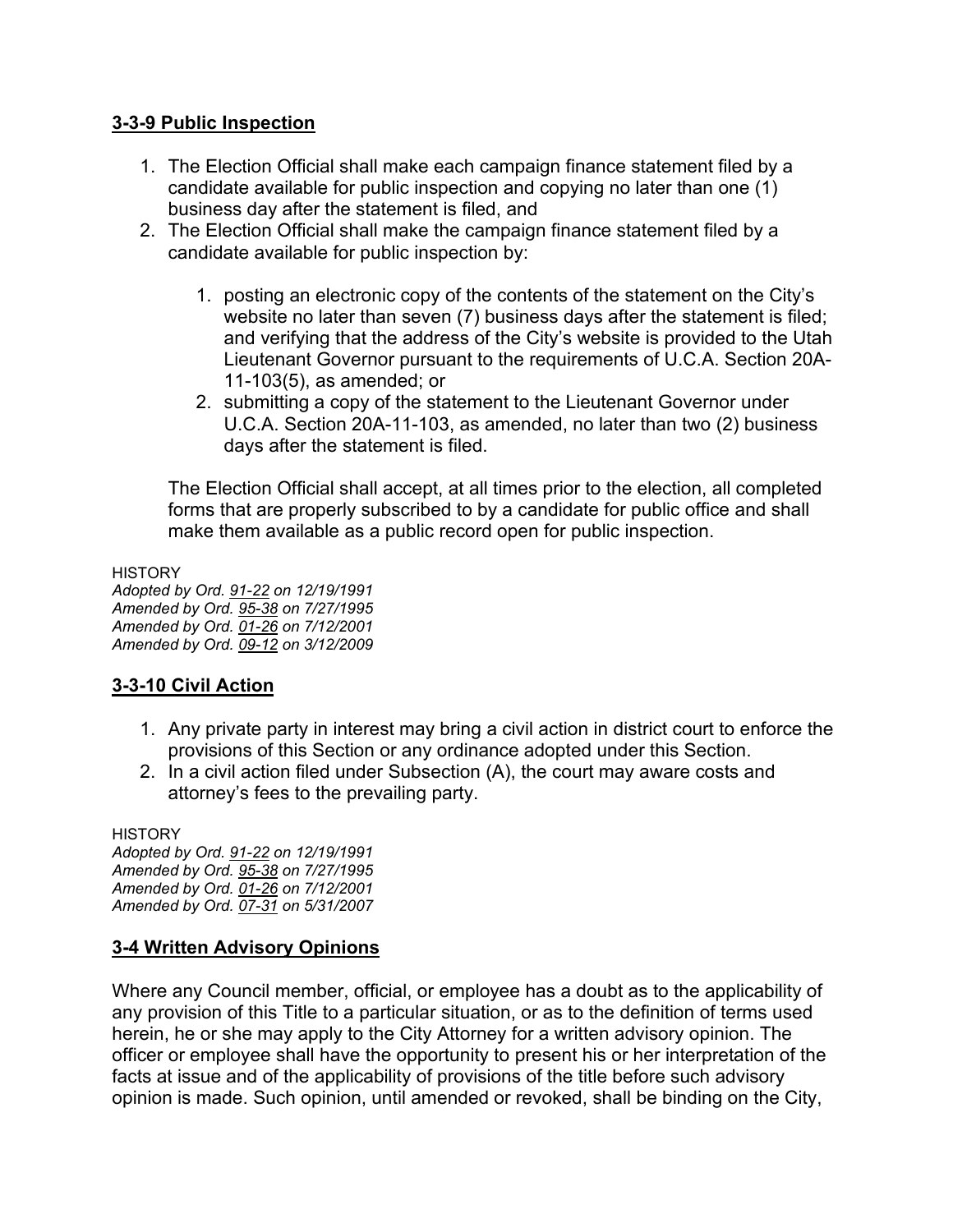**3-3-9 Public Inspection**

1. The Election Official shall make each campaign finance statement filed by a candidate available for public inspection and copying no later than one (1) business day after the statement is filed, and
2. The Election Official shall make the campaign finance statement filed by a candidate available for public inspection by:
   1. posting an electronic copy of the contents of the statement on the City's website no later than seven (7) business days after the statement is filed; and verifying that the address of the City's website is provided to the Utah Lieutenant Governor pursuant to the requirements of U.C.A. Section 20A-11-103(5), as amended; or
   2. submitting a copy of the statement to the Lieutenant Governor under U.C.A. Section 20A-11-103, as amended, no later than two (2) business days after the statement is filed.

   The Election Official shall accept, at all times prior to the election, all completed forms that are properly subscribed to by a candidate for public office and shall make them available as a public record open for public inspection.

HISTORY
*Adopted by Ord. 91-22 on 12/19/1991*
*Amended by Ord. 95-38 on 7/27/1995*
*Amended by Ord. 01-26 on 7/12/2001*
*Amended by Ord. 09-12 on 3/12/2009*

**3-3-10 Civil Action**

1. Any private party in interest may bring a civil action in district court to enforce the provisions of this Section or any ordinance adopted under this Section.
2. In a civil action filed under Subsection (A), the court may aware costs and attorney's fees to the prevailing party.

HISTORY
*Adopted by Ord. 91-22 on 12/19/1991*
*Amended by Ord. 95-38 on 7/27/1995*
*Amended by Ord. 01-26 on 7/12/2001*
*Amended by Ord. 07-31 on 5/31/2007*

**3-4 Written Advisory Opinions**

Where any Council member, official, or employee has a doubt as to the applicability of any provision of this Title to a particular situation, or as to the definition of terms used herein, he or she may apply to the City Attorney for a written advisory opinion. The officer or employee shall have the opportunity to present his or her interpretation of the facts at issue and of the applicability of provisions of the title before such advisory opinion is made. Such opinion, until amended or revoked, shall be binding on the City,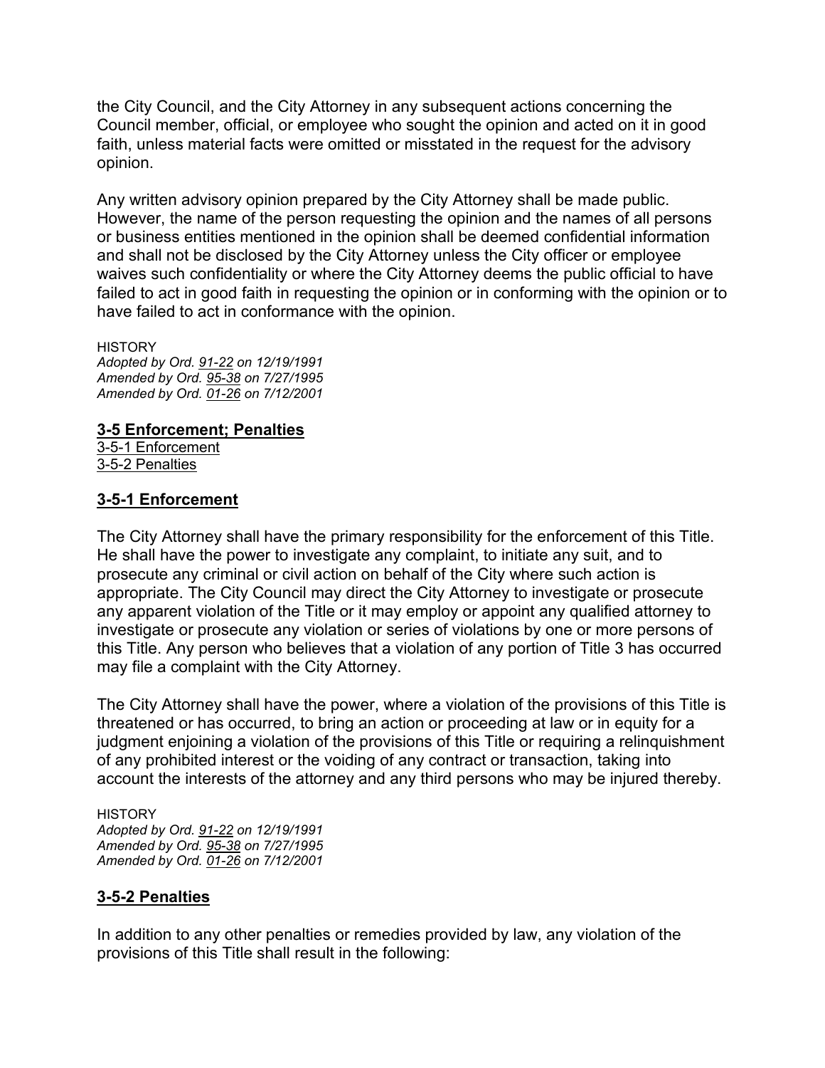the City Council, and the City Attorney in any subsequent actions concerning the Council member, official, or employee who sought the opinion and acted on it in good faith, unless material facts were omitted or misstated in the request for the advisory opinion.

Any written advisory opinion prepared by the City Attorney shall be made public. However, the name of the person requesting the opinion and the names of all persons or business entities mentioned in the opinion shall be deemed confidential information and shall not be disclosed by the City Attorney unless the City officer or employee waives such confidentiality or where the City Attorney deems the public official to have failed to act in good faith in requesting the opinion or in conforming with the opinion or to have failed to act in conformance with the opinion.

HISTORY
*Adopted by Ord. 91-22 on 12/19/1991*
*Amended by Ord. 95-38 on 7/27/1995*
*Amended by Ord. 01-26 on 7/12/2001*

## 3-5 Enforcement; Penalties

3-5-1 Enforcement
3-5-2 Penalties

### 3-5-1 Enforcement

The City Attorney shall have the primary responsibility for the enforcement of this Title. He shall have the power to investigate any complaint, to initiate any suit, and to prosecute any criminal or civil action on behalf of the City where such action is appropriate. The City Council may direct the City Attorney to investigate or prosecute any apparent violation of the Title or it may employ or appoint any qualified attorney to investigate or prosecute any violation or series of violations by one or more persons of this Title. Any person who believes that a violation of any portion of Title 3 has occurred may file a complaint with the City Attorney.

The City Attorney shall have the power, where a violation of the provisions of this Title is threatened or has occurred, to bring an action or proceeding at law or in equity for a judgment enjoining a violation of the provisions of this Title or requiring a relinquishment of any prohibited interest or the voiding of any contract or transaction, taking into account the interests of the attorney and any third persons who may be injured thereby.

HISTORY
*Adopted by Ord. 91-22 on 12/19/1991*
*Amended by Ord. 95-38 on 7/27/1995*
*Amended by Ord. 01-26 on 7/12/2001*

### 3-5-2 Penalties

In addition to any other penalties or remedies provided by law, any violation of the provisions of this Title shall result in the following: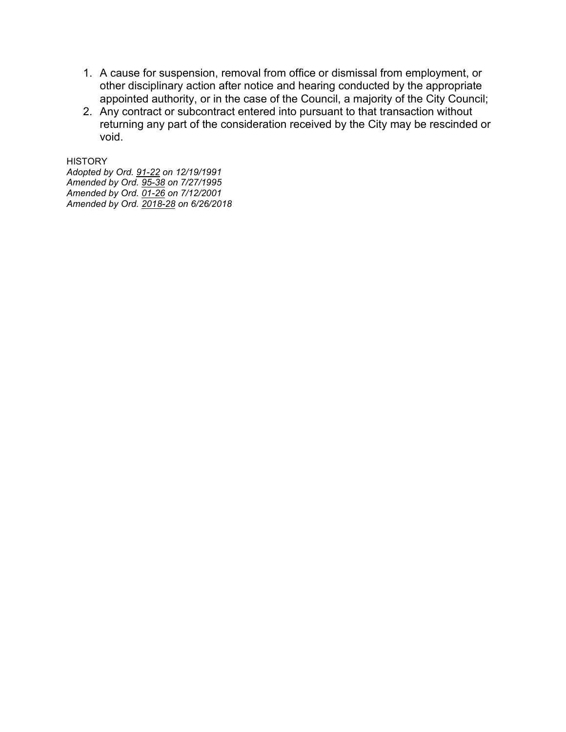1. A cause for suspension, removal from office or dismissal from employment, or other disciplinary action after notice and hearing conducted by the appropriate appointed authority, or in the case of the Council, a majority of the City Council;
2. Any contract or subcontract entered into pursuant to that transaction without returning any part of the consideration received by the City may be rescinded or void.

HISTORY
*Adopted by Ord. 91-22 on 12/19/1991*
*Amended by Ord. 95-38 on 7/27/1995*
*Amended by Ord. 01-26 on 7/12/2001*
*Amended by Ord. 2018-28 on 6/26/2018*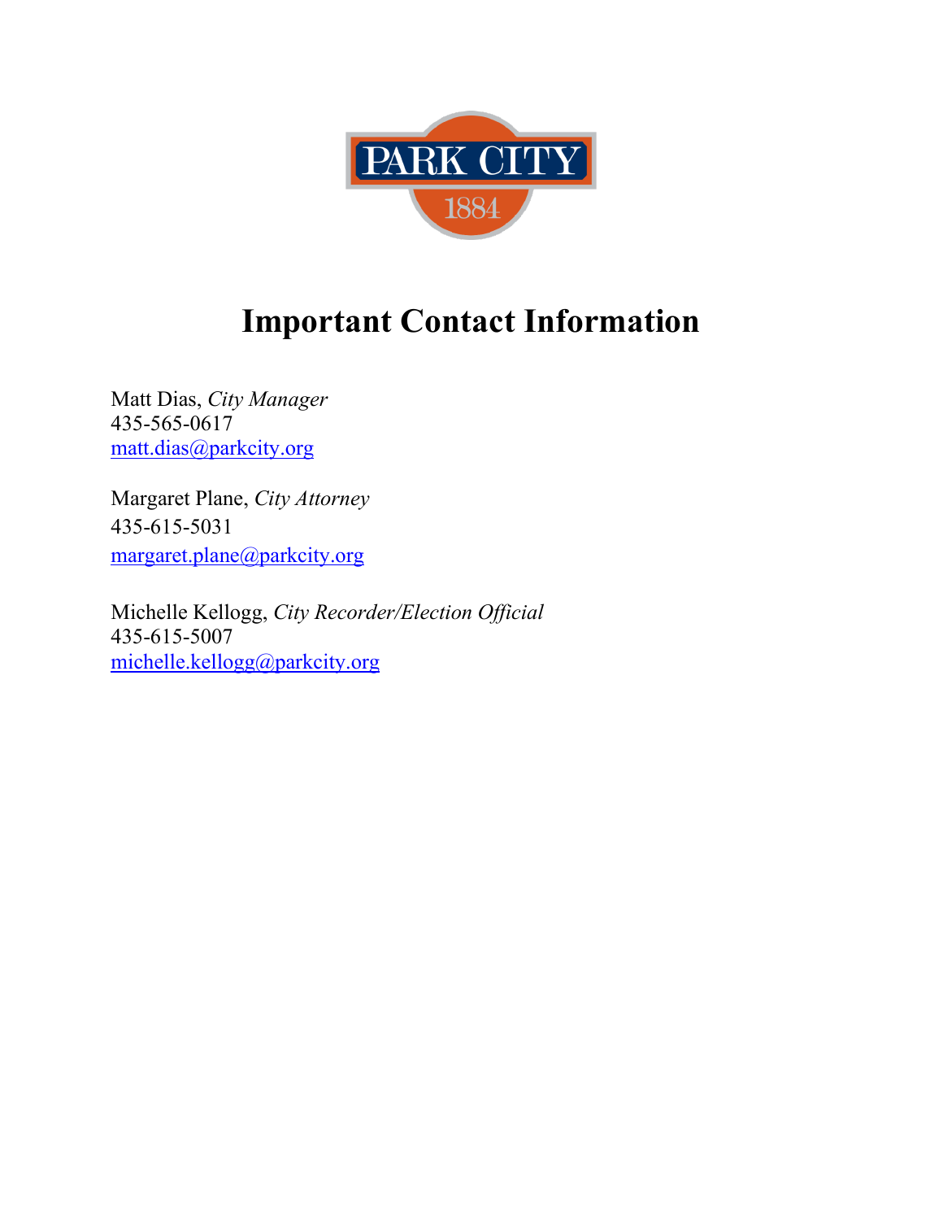PARK CITY

1884

# Important Contact Information

Matt Dias, *City Manager*
435-565-0617
matt.dias@parkcity.org

Margaret Plane, *City Attorney*
435-615-5031
margaret.plane@parkcity.org

Michelle Kellogg, *City Recorder/Election Official*
435-615-5007
michelle.kellogg@parkcity.org